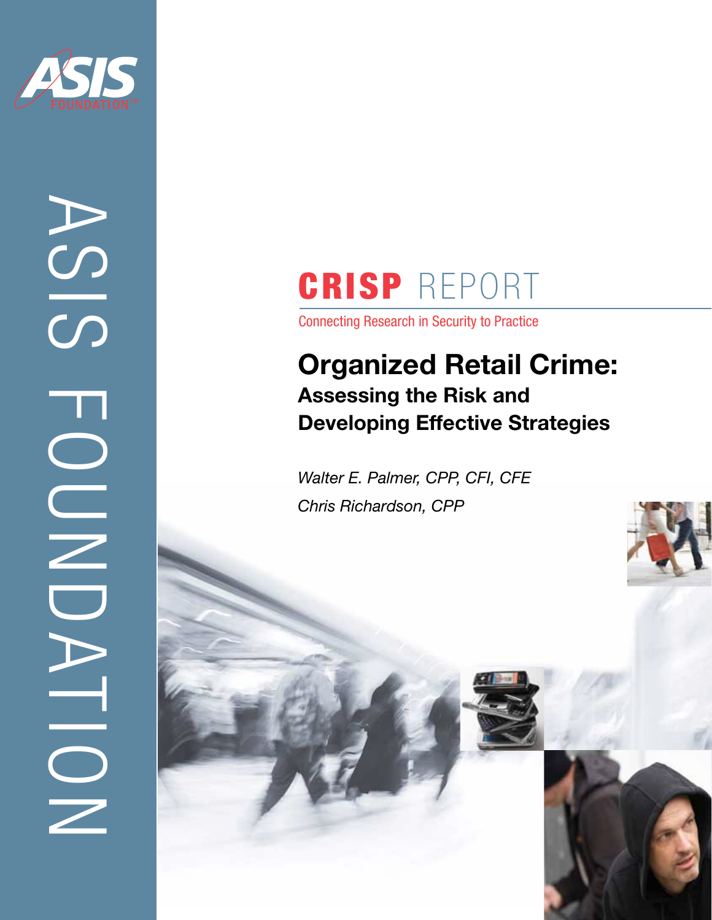ASIS FOUNDATION

# CRISP REPORT

Connecting Research in Security to Practice

## Organized Retail Crime:
### Assessing the Risk and Developing Effective Strategies

*Walter E. Palmer, CPP, CFI, CFE*

*Chris Richardson, CPP*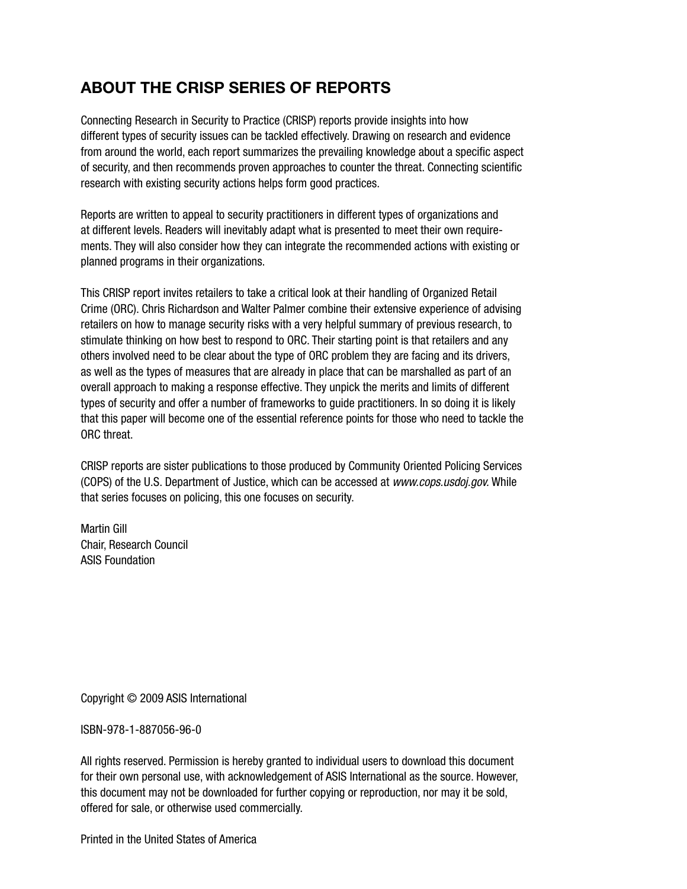## ABOUT THE CRISP SERIES OF REPORTS

Connecting Research in Security to Practice (CRISP) reports provide insights into how different types of security issues can be tackled effectively. Drawing on research and evidence from around the world, each report summarizes the prevailing knowledge about a specific aspect of security, and then recommends proven approaches to counter the threat. Connecting scientific research with existing security actions helps form good practices.

Reports are written to appeal to security practitioners in different types of organizations and at different levels. Readers will inevitably adapt what is presented to meet their own requirements. They will also consider how they can integrate the recommended actions with existing or planned programs in their organizations.

This CRISP report invites retailers to take a critical look at their handling of Organized Retail Crime (ORC). Chris Richardson and Walter Palmer combine their extensive experience of advising retailers on how to manage security risks with a very helpful summary of previous research, to stimulate thinking on how best to respond to ORC. Their starting point is that retailers and any others involved need to be clear about the type of ORC problem they are facing and its drivers, as well as the types of measures that are already in place that can be marshalled as part of an overall approach to making a response effective. They unpick the merits and limits of different types of security and offer a number of frameworks to guide practitioners. In so doing it is likely that this paper will become one of the essential reference points for those who need to tackle the ORC threat.

CRISP reports are sister publications to those produced by Community Oriented Policing Services (COPS) of the U.S. Department of Justice, which can be accessed at *www.cops.usdoj.gov.* While that series focuses on policing, this one focuses on security.

Martin Gill
Chair, Research Council
ASIS Foundation

Copyright © 2009 ASIS International

ISBN-978-1-887056-96-0

All rights reserved. Permission is hereby granted to individual users to download this document for their own personal use, with acknowledgement of ASIS International as the source. However, this document may not be downloaded for further copying or reproduction, nor may it be sold, offered for sale, or otherwise used commercially.

Printed in the United States of America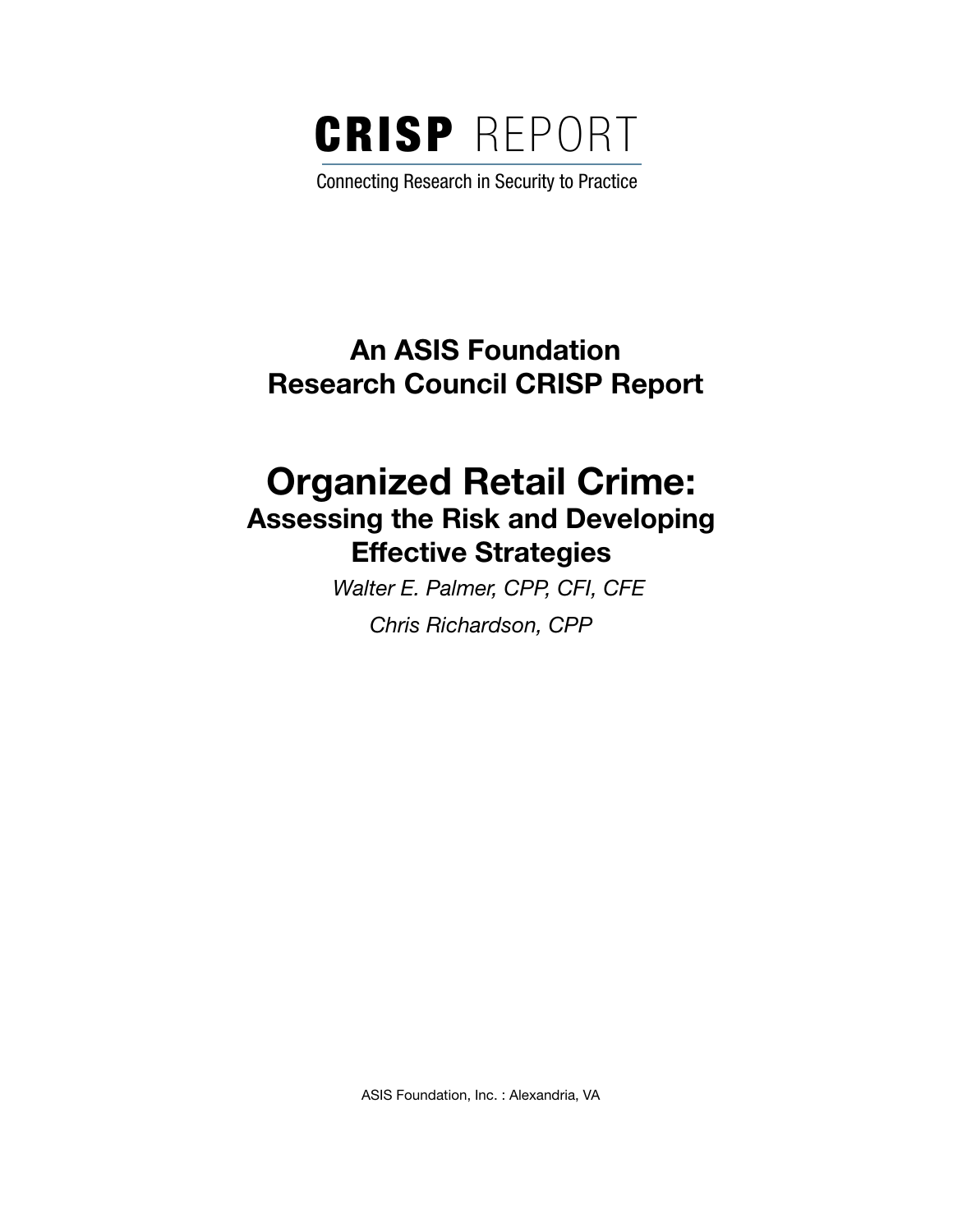# CRISP REPORT

Connecting Research in Security to Practice

## An ASIS Foundation Research Council CRISP Report

# Organized Retail Crime:

## Assessing the Risk and Developing Effective Strategies

*Walter E. Palmer, CPP, CFI, CFE*

*Chris Richardson, CPP*

ASIS Foundation, Inc. : Alexandria, VA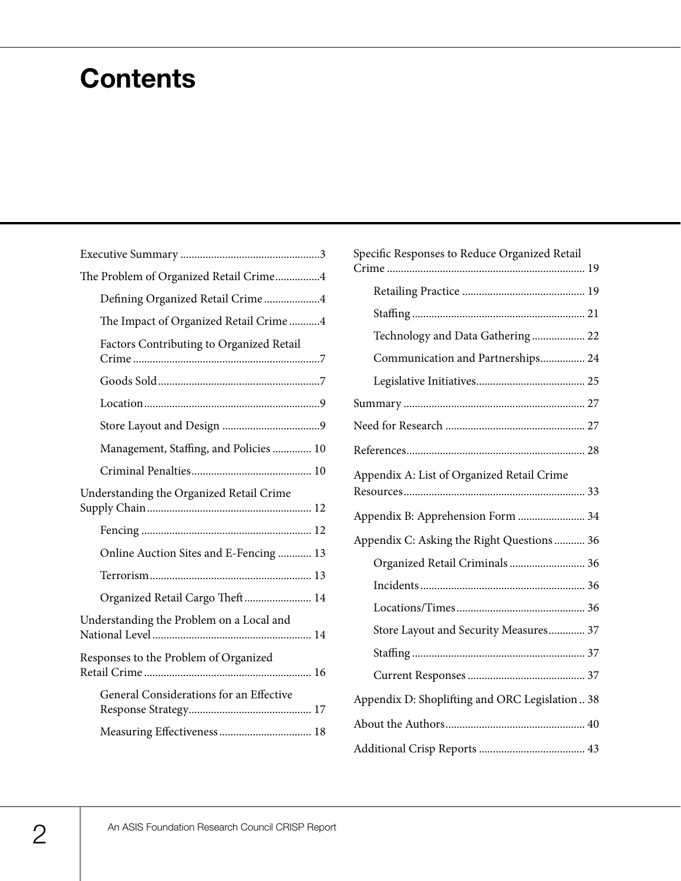# Contents

Executive Summary .................................................3

The Problem of Organized Retail Crime................4

- Defining Organized Retail Crime ....................4
- The Impact of Organized Retail Crime ...........4
- Factors Contributing to Organized Retail Crime ..................................................................7
- Goods Sold.........................................................7
- Location..............................................................9
- Store Layout and Design ..................................9
- Management, Staffing, and Policies .............. 10
- Criminal Penalties........................................... 10

Understanding the Organized Retail Crime Supply Chain........................................................... 12

- Fencing ............................................................ 12
- Online Auction Sites and E-Fencing ............ 13
- Terrorism......................................................... 13
- Organized Retail Cargo Theft........................ 14

Understanding the Problem on a Local and National Level......................................................... 14

Responses to the Problem of Organized Retail Crime........................................................... 16

- General Considerations for an Effective Response Strategy............................................ 17
- Measuring Effectiveness................................. 18

Specific Responses to Reduce Organized Retail Crime ...................................................................... 19

- Retailing Practice ........................................... 19
- Staffing ............................................................. 21
- Technology and Data Gathering................... 22
- Communication and Partnerships................ 24
- Legislative Initiatives...................................... 25

Summary ................................................................ 27

Need for Research ................................................. 27

References............................................................... 28

Appendix A: List of Organized Retail Crime Resources................................................................ 33

Appendix B: Apprehension Form ........................ 34

Appendix C: Asking the Right Questions........... 36

- Organized Retail Criminals ........................... 36
- Incidents .......................................................... 36
- Locations/Times............................................. 36
- Store Layout and Security Measures............. 37
- Staffing ............................................................. 37
- Current Responses .......................................... 37

Appendix D: Shoplifting and ORC Legislation .. 38

About the Authors................................................. 40

Additional Crisp Reports ...................................... 43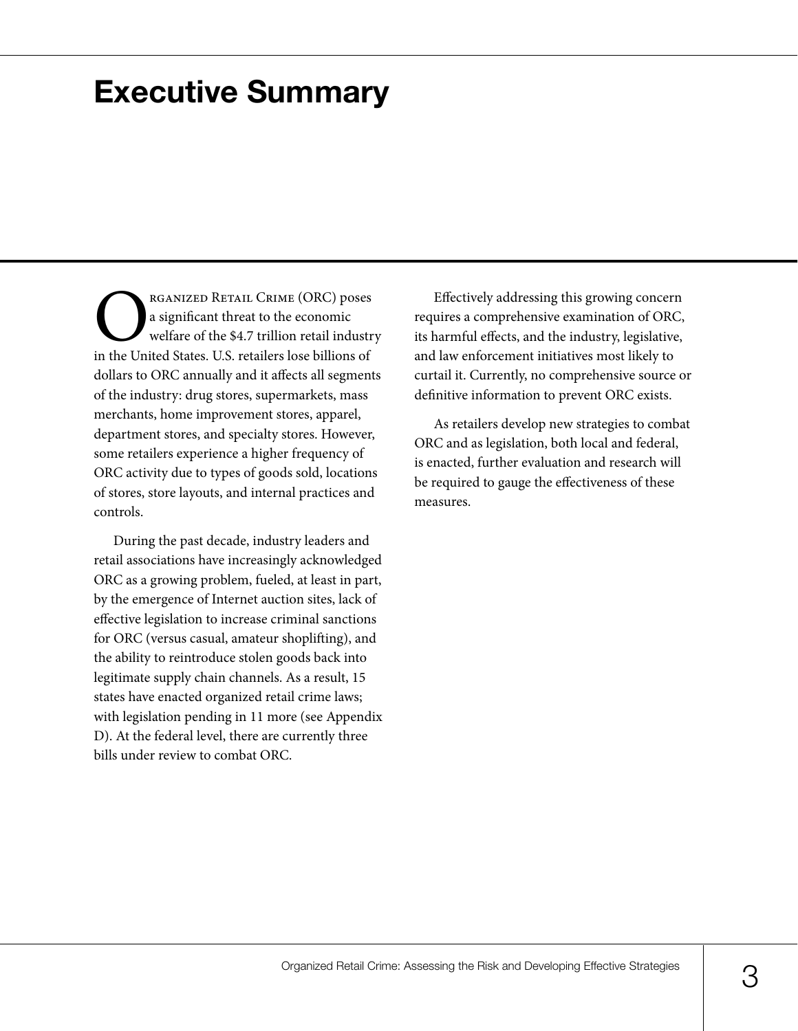# Executive Summary

Organized Retail Crime (ORC) poses a significant threat to the economic welfare of the $4.7 trillion retail industry in the United States. U.S. retailers lose billions of dollars to ORC annually and it affects all segments of the industry: drug stores, supermarkets, mass merchants, home improvement stores, apparel, department stores, and specialty stores. However, some retailers experience a higher frequency of ORC activity due to types of goods sold, locations of stores, store layouts, and internal practices and controls.

During the past decade, industry leaders and retail associations have increasingly acknowledged ORC as a growing problem, fueled, at least in part, by the emergence of Internet auction sites, lack of effective legislation to increase criminal sanctions for ORC (versus casual, amateur shoplifting), and the ability to reintroduce stolen goods back into legitimate supply chain channels. As a result, 15 states have enacted organized retail crime laws; with legislation pending in 11 more (see Appendix D). At the federal level, there are currently three bills under review to combat ORC.

Effectively addressing this growing concern requires a comprehensive examination of ORC, its harmful effects, and the industry, legislative, and law enforcement initiatives most likely to curtail it. Currently, no comprehensive source or definitive information to prevent ORC exists.

As retailers develop new strategies to combat ORC and as legislation, both local and federal, is enacted, further evaluation and research will be required to gauge the effectiveness of these measures.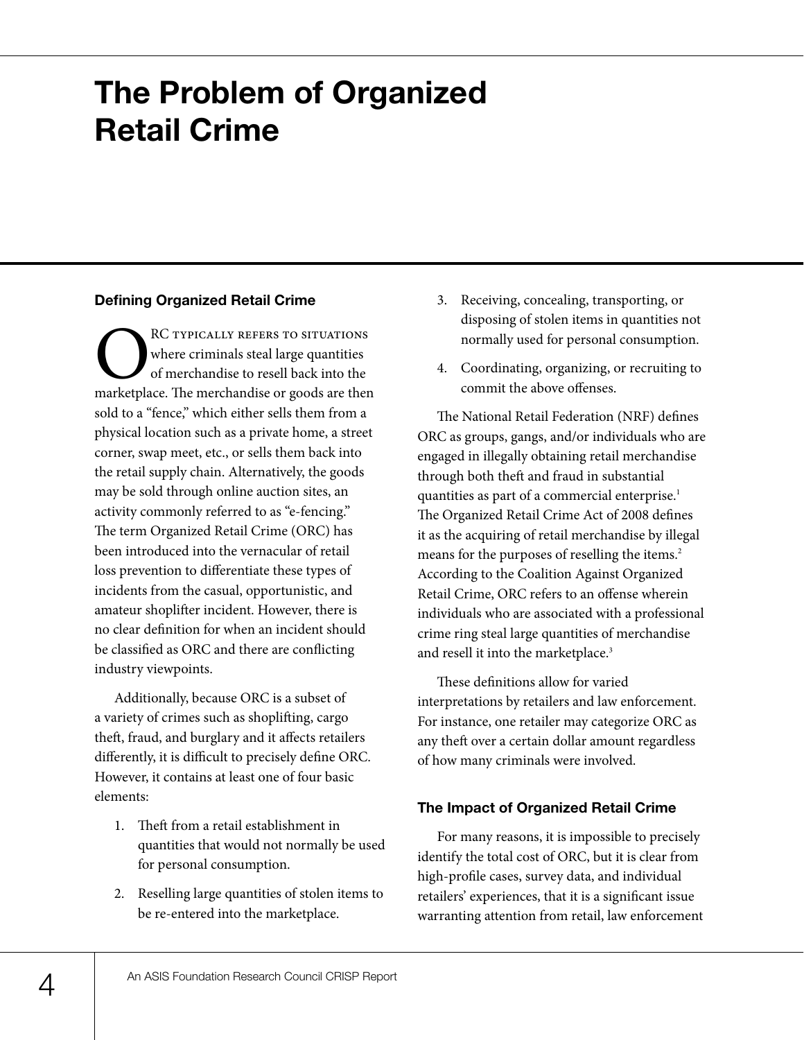# The Problem of Organized Retail Crime

## Defining Organized Retail Crime

ORC typically refers to situations where criminals steal large quantities of merchandise to resell back into the marketplace. The merchandise or goods are then sold to a "fence," which either sells them from a physical location such as a private home, a street corner, swap meet, etc., or sells them back into the retail supply chain. Alternatively, the goods may be sold through online auction sites, an activity commonly referred to as "e-fencing." The term Organized Retail Crime (ORC) has been introduced into the vernacular of retail loss prevention to differentiate these types of incidents from the casual, opportunistic, and amateur shoplifter incident. However, there is no clear definition for when an incident should be classified as ORC and there are conflicting industry viewpoints.

Additionally, because ORC is a subset of a variety of crimes such as shoplifting, cargo theft, fraud, and burglary and it affects retailers differently, it is difficult to precisely define ORC. However, it contains at least one of four basic elements:

1. Theft from a retail establishment in quantities that would not normally be used for personal consumption.
2. Reselling large quantities of stolen items to be re-entered into the marketplace.
3. Receiving, concealing, transporting, or disposing of stolen items in quantities not normally used for personal consumption.
4. Coordinating, organizing, or recruiting to commit the above offenses.

The National Retail Federation (NRF) defines ORC as groups, gangs, and/or individuals who are engaged in illegally obtaining retail merchandise through both theft and fraud in substantial quantities as part of a commercial enterprise.[1] The Organized Retail Crime Act of 2008 defines it as the acquiring of retail merchandise by illegal means for the purposes of reselling the items.[2] According to the Coalition Against Organized Retail Crime, ORC refers to an offense wherein individuals who are associated with a professional crime ring steal large quantities of merchandise and resell it into the marketplace.[3]

These definitions allow for varied interpretations by retailers and law enforcement. For instance, one retailer may categorize ORC as any theft over a certain dollar amount regardless of how many criminals were involved.

## The Impact of Organized Retail Crime

For many reasons, it is impossible to precisely identify the total cost of ORC, but it is clear from high-profile cases, survey data, and individual retailers' experiences, that it is a significant issue warranting attention from retail, law enforcement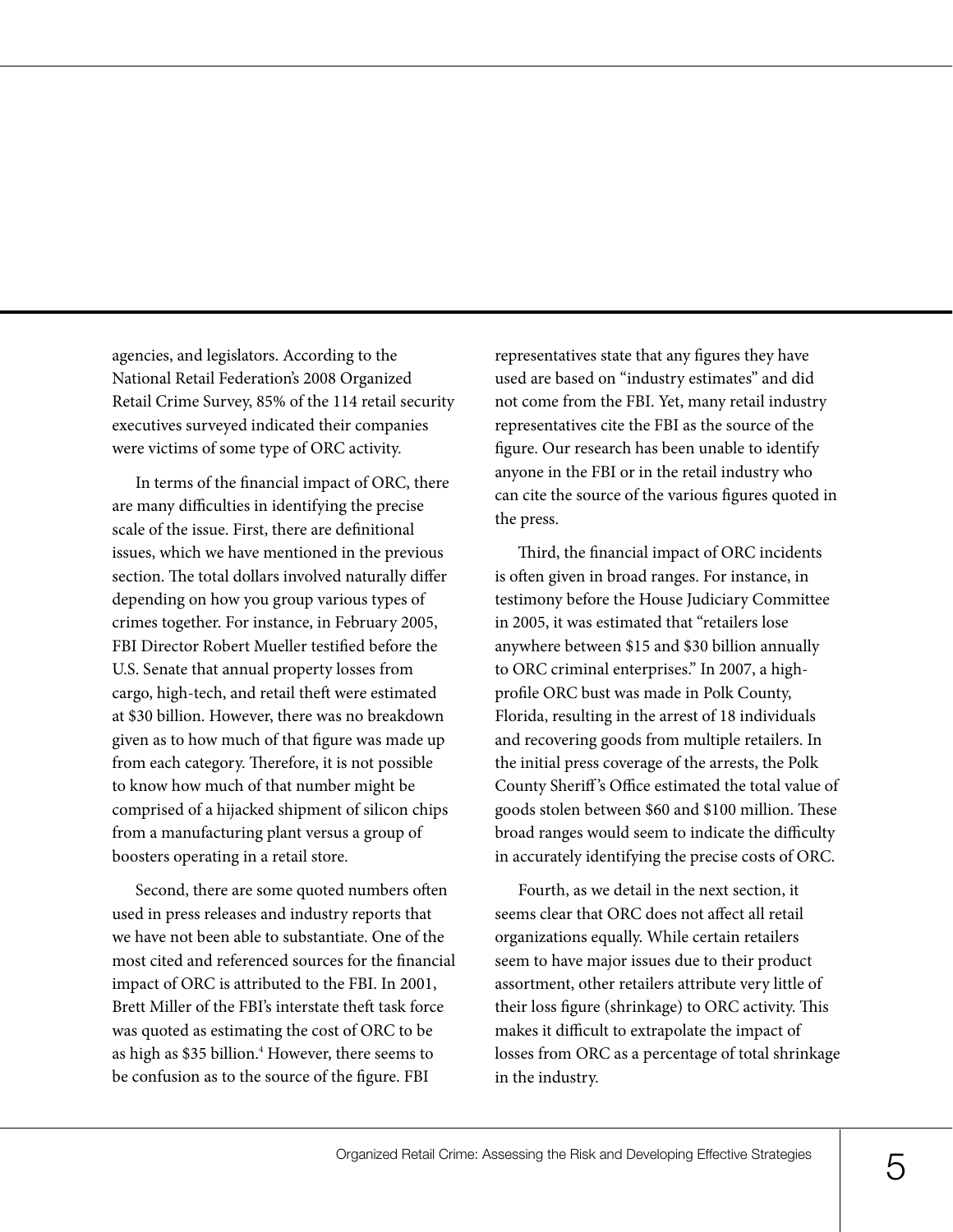agencies, and legislators. According to the National Retail Federation's 2008 Organized Retail Crime Survey, 85% of the 114 retail security executives surveyed indicated their companies were victims of some type of ORC activity.

In terms of the financial impact of ORC, there are many difficulties in identifying the precise scale of the issue. First, there are definitional issues, which we have mentioned in the previous section. The total dollars involved naturally differ depending on how you group various types of crimes together. For instance, in February 2005, FBI Director Robert Mueller testified before the U.S. Senate that annual property losses from cargo, high-tech, and retail theft were estimated at $30 billion. However, there was no breakdown given as to how much of that figure was made up from each category. Therefore, it is not possible to know how much of that number might be comprised of a hijacked shipment of silicon chips from a manufacturing plant versus a group of boosters operating in a retail store.

Second, there are some quoted numbers often used in press releases and industry reports that we have not been able to substantiate. One of the most cited and referenced sources for the financial impact of ORC is attributed to the FBI. In 2001, Brett Miller of the FBI's interstate theft task force was quoted as estimating the cost of ORC to be as high as $35 billion.[4] However, there seems to be confusion as to the source of the figure. FBI representatives state that any figures they have used are based on "industry estimates" and did not come from the FBI. Yet, many retail industry representatives cite the FBI as the source of the figure. Our research has been unable to identify anyone in the FBI or in the retail industry who can cite the source of the various figures quoted in the press.

Third, the financial impact of ORC incidents is often given in broad ranges. For instance, in testimony before the House Judiciary Committee in 2005, it was estimated that "retailers lose anywhere between $15 and $30 billion annually to ORC criminal enterprises." In 2007, a high-profile ORC bust was made in Polk County, Florida, resulting in the arrest of 18 individuals and recovering goods from multiple retailers. In the initial press coverage of the arrests, the Polk County Sheriff's Office estimated the total value of goods stolen between $60 and $100 million. These broad ranges would seem to indicate the difficulty in accurately identifying the precise costs of ORC.

Fourth, as we detail in the next section, it seems clear that ORC does not affect all retail organizations equally. While certain retailers seem to have major issues due to their product assortment, other retailers attribute very little of their loss figure (shrinkage) to ORC activity. This makes it difficult to extrapolate the impact of losses from ORC as a percentage of total shrinkage in the industry.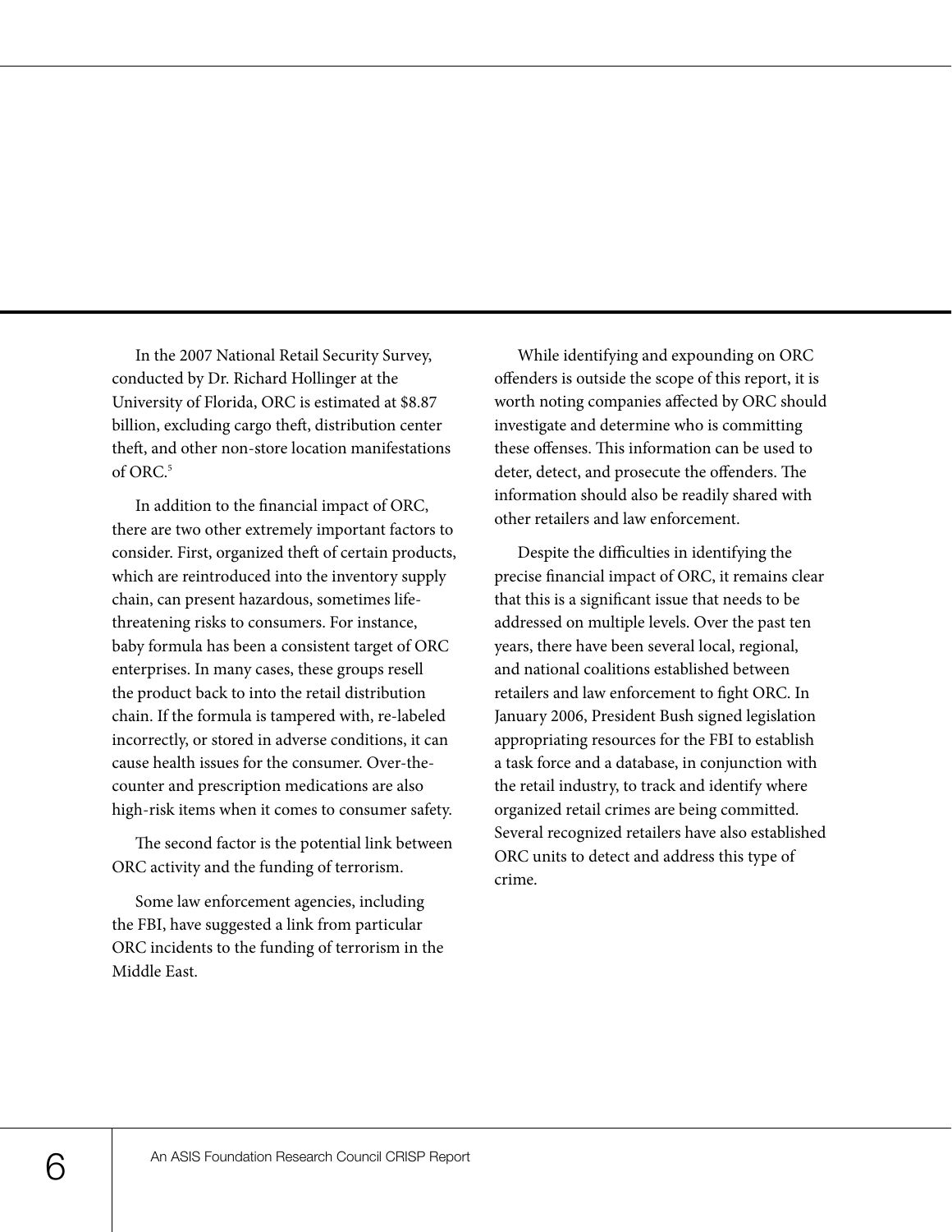In the 2007 National Retail Security Survey, conducted by Dr. Richard Hollinger at the University of Florida, ORC is estimated at $8.87 billion, excluding cargo theft, distribution center theft, and other non-store location manifestations of ORC.[5]

In addition to the financial impact of ORC, there are two other extremely important factors to consider. First, organized theft of certain products, which are reintroduced into the inventory supply chain, can present hazardous, sometimes life-threatening risks to consumers. For instance, baby formula has been a consistent target of ORC enterprises. In many cases, these groups resell the product back to into the retail distribution chain. If the formula is tampered with, re-labeled incorrectly, or stored in adverse conditions, it can cause health issues for the consumer. Over-the-counter and prescription medications are also high-risk items when it comes to consumer safety.

The second factor is the potential link between ORC activity and the funding of terrorism.

Some law enforcement agencies, including the FBI, have suggested a link from particular ORC incidents to the funding of terrorism in the Middle East.

While identifying and expounding on ORC offenders is outside the scope of this report, it is worth noting companies affected by ORC should investigate and determine who is committing these offenses. This information can be used to deter, detect, and prosecute the offenders. The information should also be readily shared with other retailers and law enforcement.

Despite the difficulties in identifying the precise financial impact of ORC, it remains clear that this is a significant issue that needs to be addressed on multiple levels. Over the past ten years, there have been several local, regional, and national coalitions established between retailers and law enforcement to fight ORC. In January 2006, President Bush signed legislation appropriating resources for the FBI to establish a task force and a database, in conjunction with the retail industry, to track and identify where organized retail crimes are being committed. Several recognized retailers have also established ORC units to detect and address this type of crime.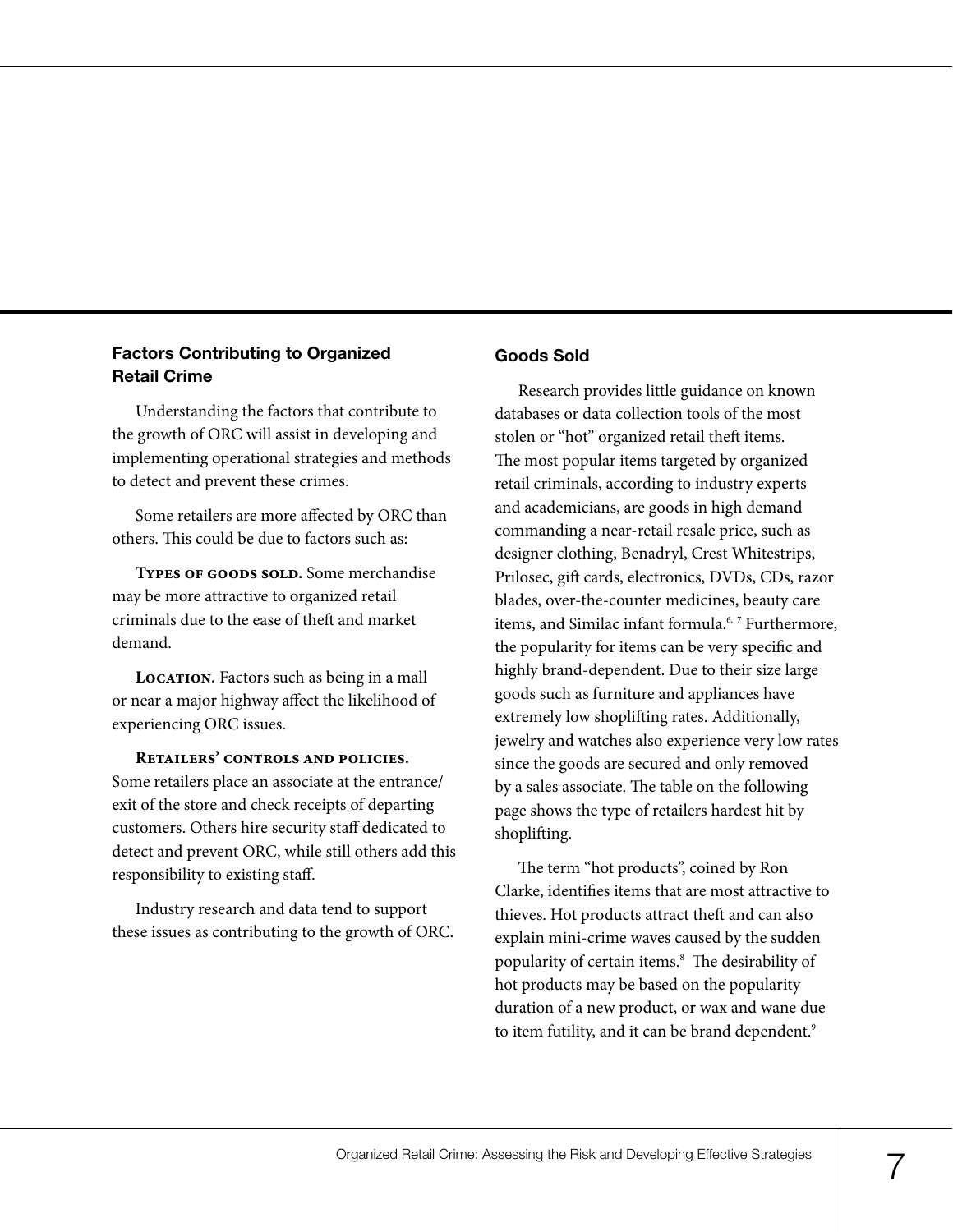## Factors Contributing to Organized Retail Crime

Understanding the factors that contribute to the growth of ORC will assist in developing and implementing operational strategies and methods to detect and prevent these crimes.

Some retailers are more affected by ORC than others. This could be due to factors such as:

**Types of goods sold.** Some merchandise may be more attractive to organized retail criminals due to the ease of theft and market demand.

**Location.** Factors such as being in a mall or near a major highway affect the likelihood of experiencing ORC issues.

**Retailers' controls and policies.** Some retailers place an associate at the entrance/exit of the store and check receipts of departing customers. Others hire security staff dedicated to detect and prevent ORC, while still others add this responsibility to existing staff.

Industry research and data tend to support these issues as contributing to the growth of ORC.

## Goods Sold

Research provides little guidance on known databases or data collection tools of the most stolen or "hot" organized retail theft items. The most popular items targeted by organized retail criminals, according to industry experts and academicians, are goods in high demand commanding a near-retail resale price, such as designer clothing, Benadryl, Crest Whitestrips, Prilosec, gift cards, electronics, DVDs, CDs, razor blades, over-the-counter medicines, beauty care items, and Similac infant formula.[6, 7] Furthermore, the popularity for items can be very specific and highly brand-dependent. Due to their size large goods such as furniture and appliances have extremely low shoplifting rates. Additionally, jewelry and watches also experience very low rates since the goods are secured and only removed by a sales associate. The table on the following page shows the type of retailers hardest hit by shoplifting.

The term "hot products", coined by Ron Clarke, identifies items that are most attractive to thieves. Hot products attract theft and can also explain mini-crime waves caused by the sudden popularity of certain items.[8] The desirability of hot products may be based on the popularity duration of a new product, or wax and wane due to item futility, and it can be brand dependent.[9]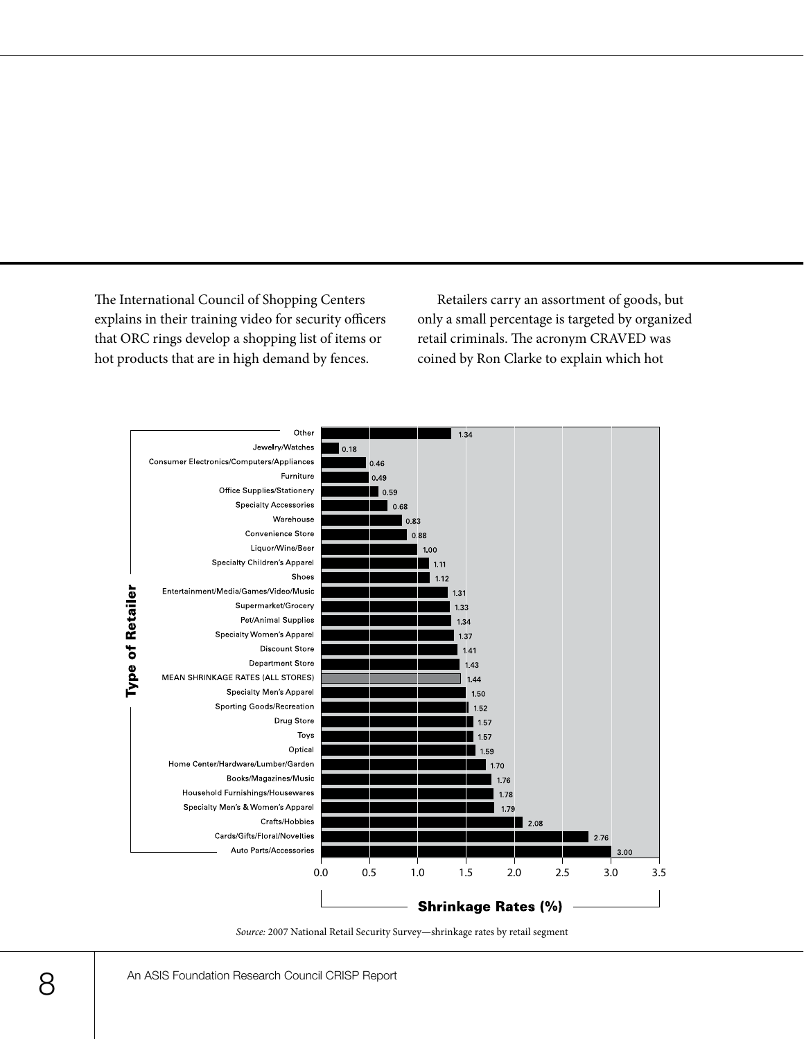The International Council of Shopping Centers explains in their training video for security officers that ORC rings develop a shopping list of items or hot products that are in high demand by fences.

Retailers carry an assortment of goods, but only a small percentage is targeted by organized retail criminals. The acronym CRAVED was coined by Ron Clarke to explain which hot

Type of Retailer

Other 1.34
Jewelry/Watches 0.18
Consumer Electronics/Computers/Appliances 0.46
Furniture 0.49
Office Supplies/Stationery 0.59
Specialty Accessories 0.68
Warehouse 0.83
Convenience Store 0.88
Liquor/Wine/Beer 1.00
Specialty Children's Apparel 1.11
Shoes 1.12
Entertainment/Media/Games/Video/Music 1.31
Supermarket/Grocery 1.33
Pet/Animal Supplies 1.34
Specialty Women's Apparel 1.37
Discount Store 1.41
Department Store 1.43
MEAN SHRINKAGE RATES (ALL STORES) 1.44
Specialty Men's Apparel 1.50
Sporting Goods/Recreation 1.52
Drug Store 1.57
Toys 1.57
Optical 1.59
Home Center/Hardware/Lumber/Garden 1.70
Books/Magazines/Music 1.76
Household Furnishings/Housewares 1.78
Specialty Men's & Women's Apparel 1.79
Crafts/Hobbies 2.08
Cards/Gifts/Floral/Novelties 2.76
Auto Parts/Accessories 3.00

0.0 0.5 1.0 1.5 2.0 2.5 3.0 3.5

Shrinkage Rates (%)

*Source:* 2007 National Retail Security Survey—shrinkage rates by retail segment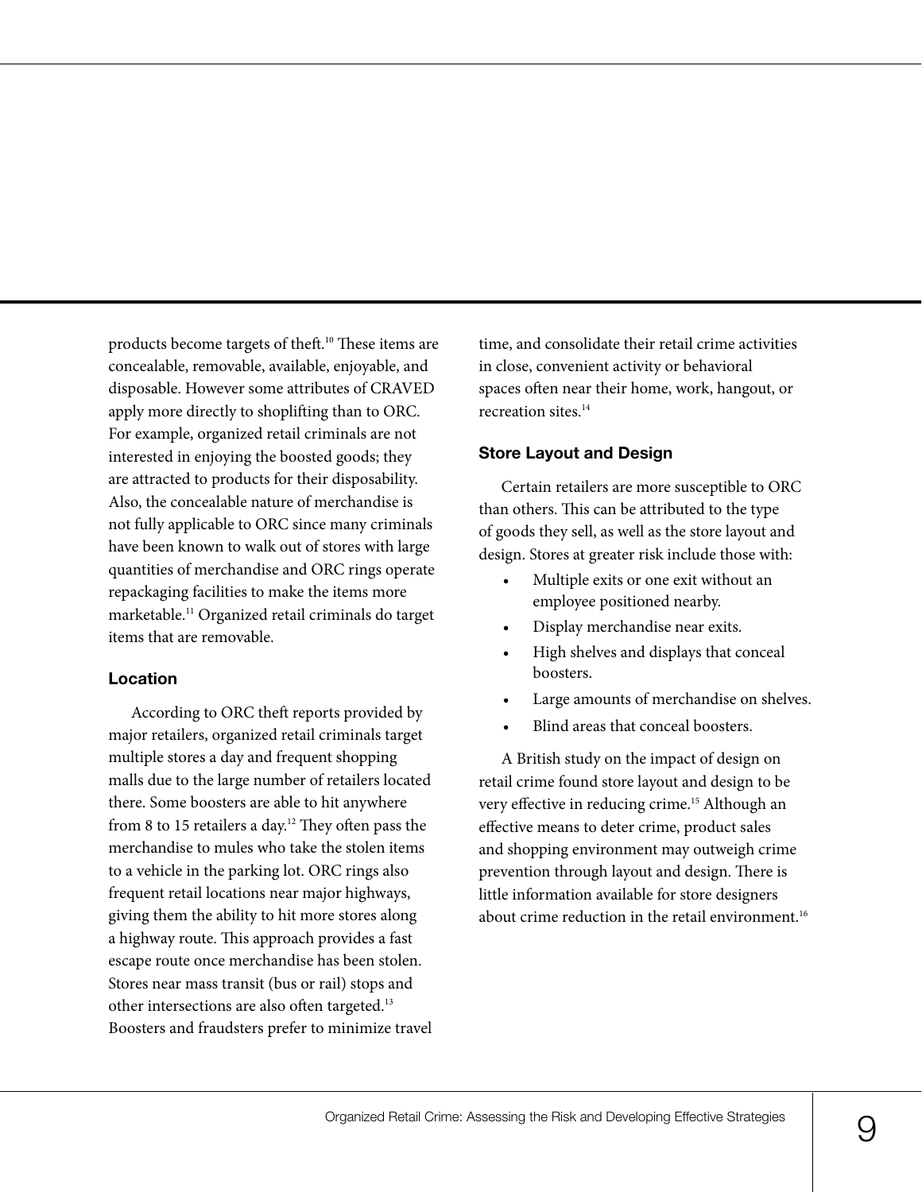products become targets of theft.[10] These items are concealable, removable, available, enjoyable, and disposable. However some attributes of CRAVED apply more directly to shoplifting than to ORC. For example, organized retail criminals are not interested in enjoying the boosted goods; they are attracted to products for their disposability. Also, the concealable nature of merchandise is not fully applicable to ORC since many criminals have been known to walk out of stores with large quantities of merchandise and ORC rings operate repackaging facilities to make the items more marketable.[11] Organized retail criminals do target items that are removable.

### Location

According to ORC theft reports provided by major retailers, organized retail criminals target multiple stores a day and frequent shopping malls due to the large number of retailers located there. Some boosters are able to hit anywhere from 8 to 15 retailers a day.[12] They often pass the merchandise to mules who take the stolen items to a vehicle in the parking lot. ORC rings also frequent retail locations near major highways, giving them the ability to hit more stores along a highway route. This approach provides a fast escape route once merchandise has been stolen. Stores near mass transit (bus or rail) stops and other intersections are also often targeted.[13] Boosters and fraudsters prefer to minimize travel time, and consolidate their retail crime activities in close, convenient activity or behavioral spaces often near their home, work, hangout, or recreation sites.[14]

### Store Layout and Design

Certain retailers are more susceptible to ORC than others. This can be attributed to the type of goods they sell, as well as the store layout and design. Stores at greater risk include those with:

- Multiple exits or one exit without an employee positioned nearby.
- Display merchandise near exits.
- High shelves and displays that conceal boosters.
- Large amounts of merchandise on shelves.
- Blind areas that conceal boosters.

A British study on the impact of design on retail crime found store layout and design to be very effective in reducing crime.[15] Although an effective means to deter crime, product sales and shopping environment may outweigh crime prevention through layout and design. There is little information available for store designers about crime reduction in the retail environment.[16]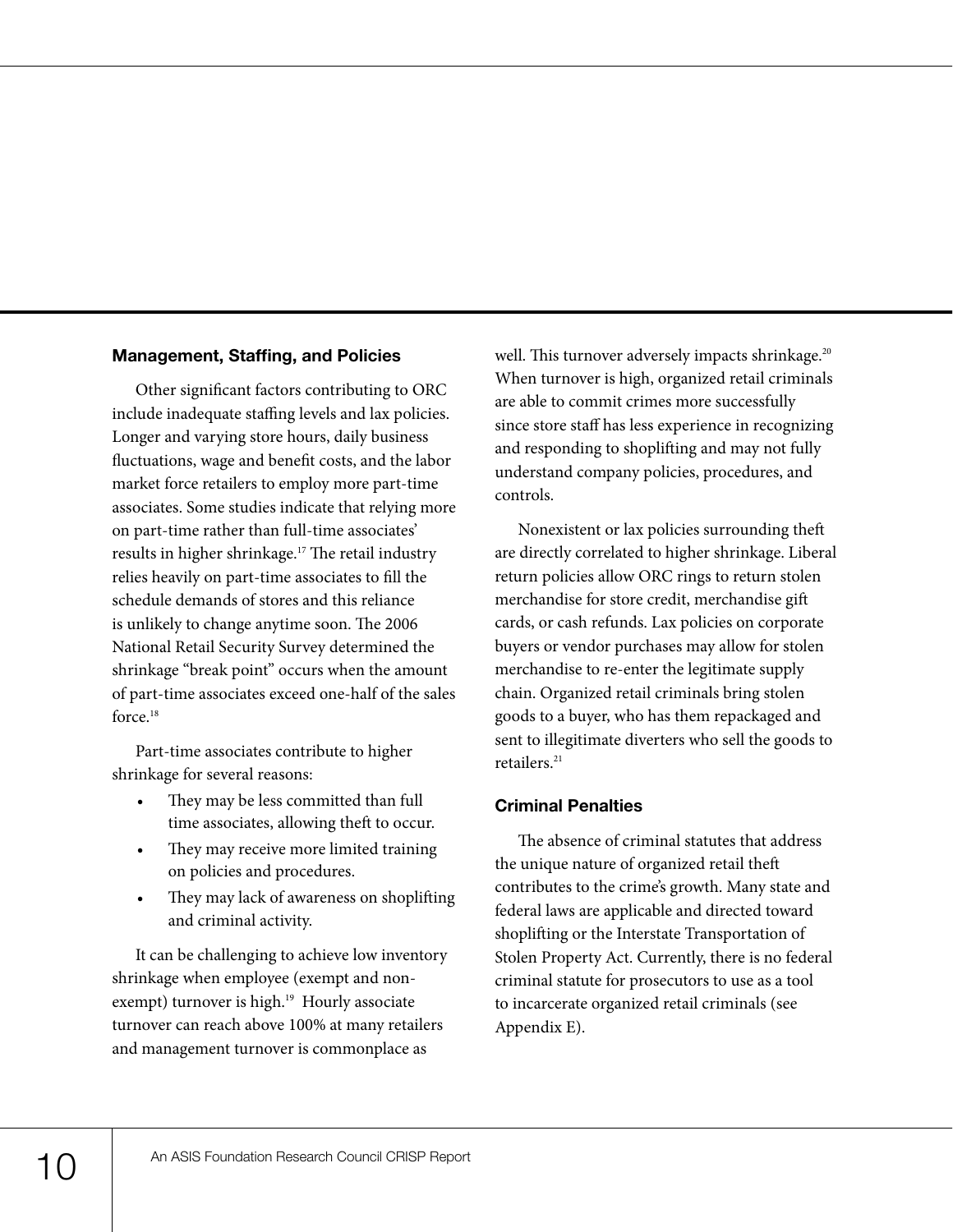### Management, Staffing, and Policies

Other significant factors contributing to ORC include inadequate staffing levels and lax policies. Longer and varying store hours, daily business fluctuations, wage and benefit costs, and the labor market force retailers to employ more part-time associates. Some studies indicate that relying more on part-time rather than full-time associates' results in higher shrinkage.[17] The retail industry relies heavily on part-time associates to fill the schedule demands of stores and this reliance is unlikely to change anytime soon. The 2006 National Retail Security Survey determined the shrinkage "break point" occurs when the amount of part-time associates exceed one-half of the sales force.[18]

Part-time associates contribute to higher shrinkage for several reasons:

- They may be less committed than full time associates, allowing theft to occur.
- They may receive more limited training on policies and procedures.
- They may lack of awareness on shoplifting and criminal activity.

It can be challenging to achieve low inventory shrinkage when employee (exempt and non-exempt) turnover is high.[19] Hourly associate turnover can reach above 100% at many retailers and management turnover is commonplace as well. This turnover adversely impacts shrinkage.[20] When turnover is high, organized retail criminals are able to commit crimes more successfully since store staff has less experience in recognizing and responding to shoplifting and may not fully understand company policies, procedures, and controls.

Nonexistent or lax policies surrounding theft are directly correlated to higher shrinkage. Liberal return policies allow ORC rings to return stolen merchandise for store credit, merchandise gift cards, or cash refunds. Lax policies on corporate buyers or vendor purchases may allow for stolen merchandise to re-enter the legitimate supply chain. Organized retail criminals bring stolen goods to a buyer, who has them repackaged and sent to illegitimate diverters who sell the goods to retailers.[21]

### Criminal Penalties

The absence of criminal statutes that address the unique nature of organized retail theft contributes to the crime's growth. Many state and federal laws are applicable and directed toward shoplifting or the Interstate Transportation of Stolen Property Act. Currently, there is no federal criminal statute for prosecutors to use as a tool to incarcerate organized retail criminals (see Appendix E).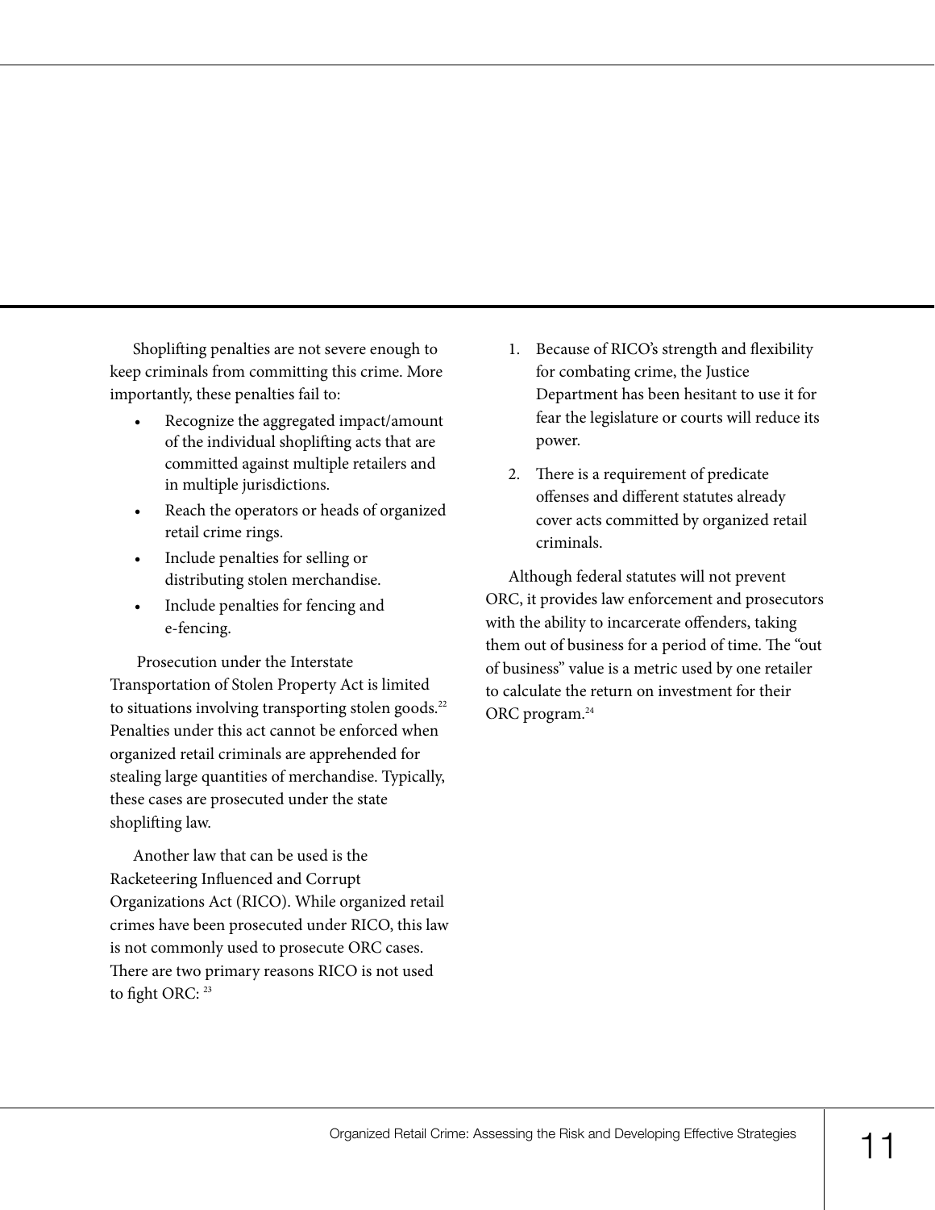Shoplifting penalties are not severe enough to keep criminals from committing this crime. More importantly, these penalties fail to:

- Recognize the aggregated impact/amount of the individual shoplifting acts that are committed against multiple retailers and in multiple jurisdictions.
- Reach the operators or heads of organized retail crime rings.
- Include penalties for selling or distributing stolen merchandise.
- Include penalties for fencing and e-fencing.

Prosecution under the Interstate Transportation of Stolen Property Act is limited to situations involving transporting stolen goods.[22] Penalties under this act cannot be enforced when organized retail criminals are apprehended for stealing large quantities of merchandise. Typically, these cases are prosecuted under the state shoplifting law.

Another law that can be used is the Racketeering Influenced and Corrupt Organizations Act (RICO). While organized retail crimes have been prosecuted under RICO, this law is not commonly used to prosecute ORC cases. There are two primary reasons RICO is not used to fight ORC: [23]

1. Because of RICO's strength and flexibility for combating crime, the Justice Department has been hesitant to use it for fear the legislature or courts will reduce its power.
2. There is a requirement of predicate offenses and different statutes already cover acts committed by organized retail criminals.

Although federal statutes will not prevent ORC, it provides law enforcement and prosecutors with the ability to incarcerate offenders, taking them out of business for a period of time. The "out of business" value is a metric used by one retailer to calculate the return on investment for their ORC program.[24]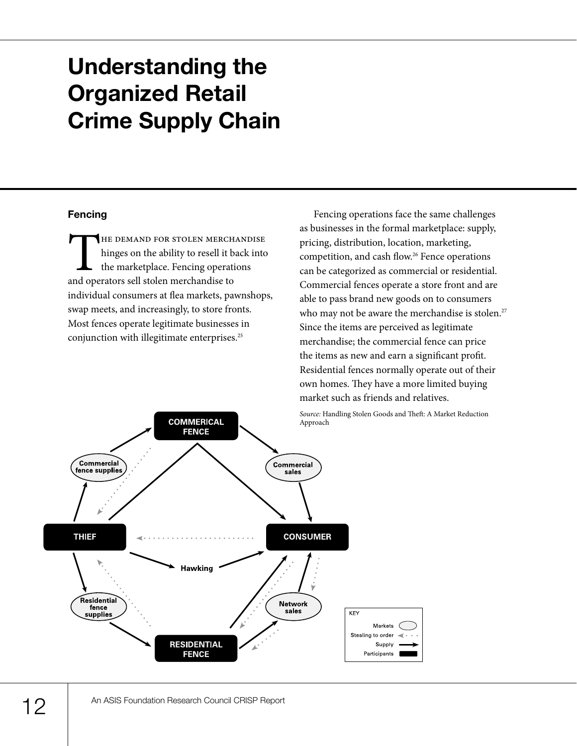# Understanding the Organized Retail Crime Supply Chain

## Fencing

The demand for stolen merchandise hinges on the ability to resell it back into the marketplace. Fencing operations and operators sell stolen merchandise to individual consumers at flea markets, pawnshops, swap meets, and increasingly, to store fronts. Most fences operate legitimate businesses in conjunction with illegitimate enterprises.[25]

Fencing operations face the same challenges as businesses in the formal marketplace: supply, pricing, distribution, location, marketing, competition, and cash flow.[26] Fence operations can be categorized as commercial or residential. Commercial fences operate a store front and are able to pass brand new goods on to consumers who may not be aware the merchandise is stolen.[27] Since the items are perceived as legitimate merchandise; the commercial fence can price the items as new and earn a significant profit. Residential fences normally operate out of their own homes. They have a more limited buying market such as friends and relatives.

COMMERICAL FENCE

Commercial fence supplies

Commercial sales

THIEF

CONSUMER

Hawking

Residential fence supplies

Network sales

RESIDENTIAL FENCE

KEY

Markets

Stealing to order

Supply

Participants

*Source:* Handling Stolen Goods and Theft: A Market Reduction Approach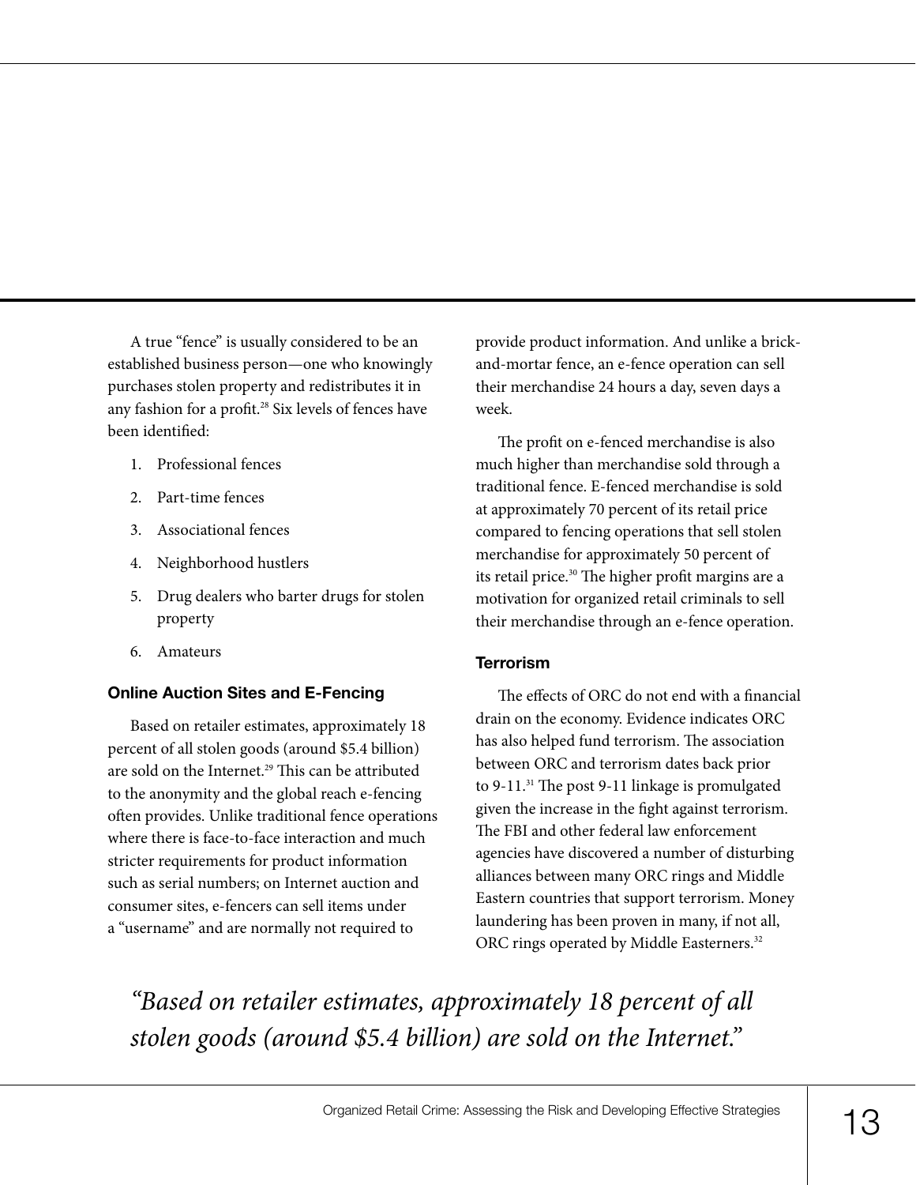A true "fence" is usually considered to be an established business person—one who knowingly purchases stolen property and redistributes it in any fashion for a profit.[28] Six levels of fences have been identified:

1. Professional fences
2. Part-time fences
3. Associational fences
4. Neighborhood hustlers
5. Drug dealers who barter drugs for stolen property
6. Amateurs

### Online Auction Sites and E-Fencing

Based on retailer estimates, approximately 18 percent of all stolen goods (around $5.4 billion) are sold on the Internet.[29] This can be attributed to the anonymity and the global reach e-fencing often provides. Unlike traditional fence operations where there is face-to-face interaction and much stricter requirements for product information such as serial numbers; on Internet auction and consumer sites, e-fencers can sell items under a "username" and are normally not required to provide product information. And unlike a brick-and-mortar fence, an e-fence operation can sell their merchandise 24 hours a day, seven days a week.

The profit on e-fenced merchandise is also much higher than merchandise sold through a traditional fence. E-fenced merchandise is sold at approximately 70 percent of its retail price compared to fencing operations that sell stolen merchandise for approximately 50 percent of its retail price.[30] The higher profit margins are a motivation for organized retail criminals to sell their merchandise through an e-fence operation.

### Terrorism

The effects of ORC do not end with a financial drain on the economy. Evidence indicates ORC has also helped fund terrorism. The association between ORC and terrorism dates back prior to 9-11.[31] The post 9-11 linkage is promulgated given the increase in the fight against terrorism. The FBI and other federal law enforcement agencies have discovered a number of disturbing alliances between many ORC rings and Middle Eastern countries that support terrorism. Money laundering has been proven in many, if not all, ORC rings operated by Middle Easterners.[32]

*"Based on retailer estimates, approximately 18 percent of all stolen goods (around $5.4 billion) are sold on the Internet."*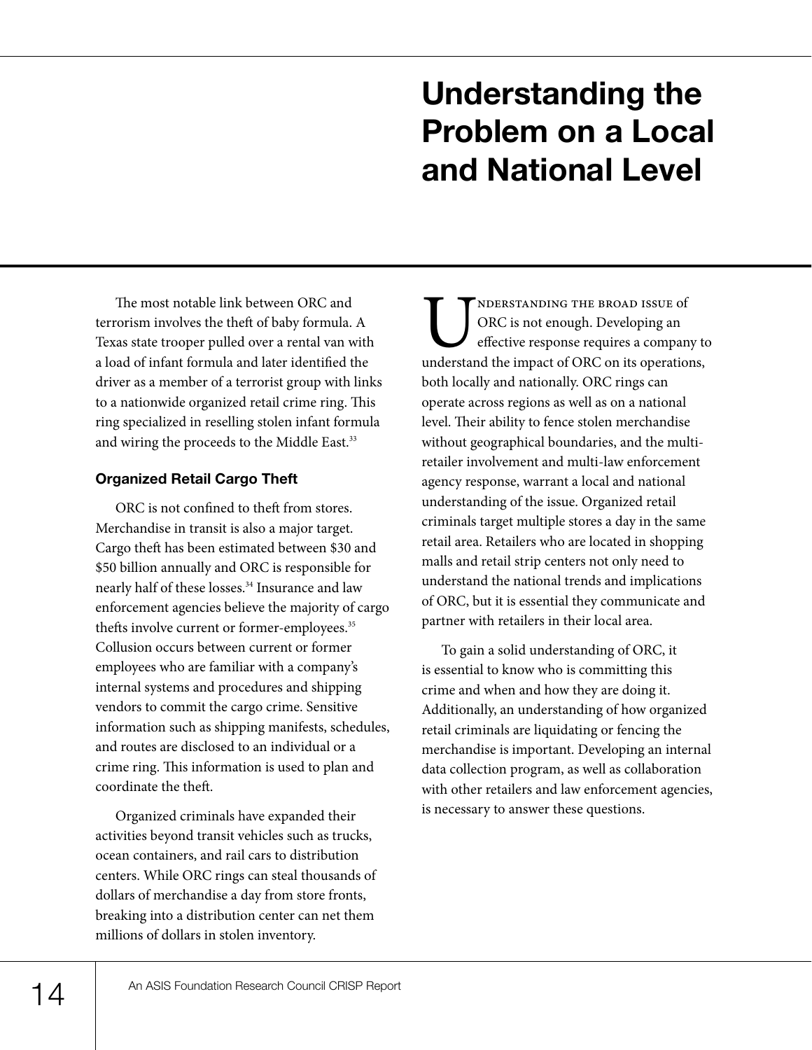# Understanding the Problem on a Local and National Level

The most notable link between ORC and terrorism involves the theft of baby formula. A Texas state trooper pulled over a rental van with a load of infant formula and later identified the driver as a member of a terrorist group with links to a nationwide organized retail crime ring. This ring specialized in reselling stolen infant formula and wiring the proceeds to the Middle East.[33]

### Organized Retail Cargo Theft

ORC is not confined to theft from stores. Merchandise in transit is also a major target. Cargo theft has been estimated between $30 and $50 billion annually and ORC is responsible for nearly half of these losses.[34] Insurance and law enforcement agencies believe the majority of cargo thefts involve current or former-employees.[35] Collusion occurs between current or former employees who are familiar with a company's internal systems and procedures and shipping vendors to commit the cargo crime. Sensitive information such as shipping manifests, schedules, and routes are disclosed to an individual or a crime ring. This information is used to plan and coordinate the theft.

Organized criminals have expanded their activities beyond transit vehicles such as trucks, ocean containers, and rail cars to distribution centers. While ORC rings can steal thousands of dollars of merchandise a day from store fronts, breaking into a distribution center can net them millions of dollars in stolen inventory.

Understanding the broad issue of ORC is not enough. Developing an effective response requires a company to understand the impact of ORC on its operations, both locally and nationally. ORC rings can operate across regions as well as on a national level. Their ability to fence stolen merchandise without geographical boundaries, and the multi-retailer involvement and multi-law enforcement agency response, warrant a local and national understanding of the issue. Organized retail criminals target multiple stores a day in the same retail area. Retailers who are located in shopping malls and retail strip centers not only need to understand the national trends and implications of ORC, but it is essential they communicate and partner with retailers in their local area.

To gain a solid understanding of ORC, it is essential to know who is committing this crime and when and how they are doing it. Additionally, an understanding of how organized retail criminals are liquidating or fencing the merchandise is important. Developing an internal data collection program, as well as collaboration with other retailers and law enforcement agencies, is necessary to answer these questions.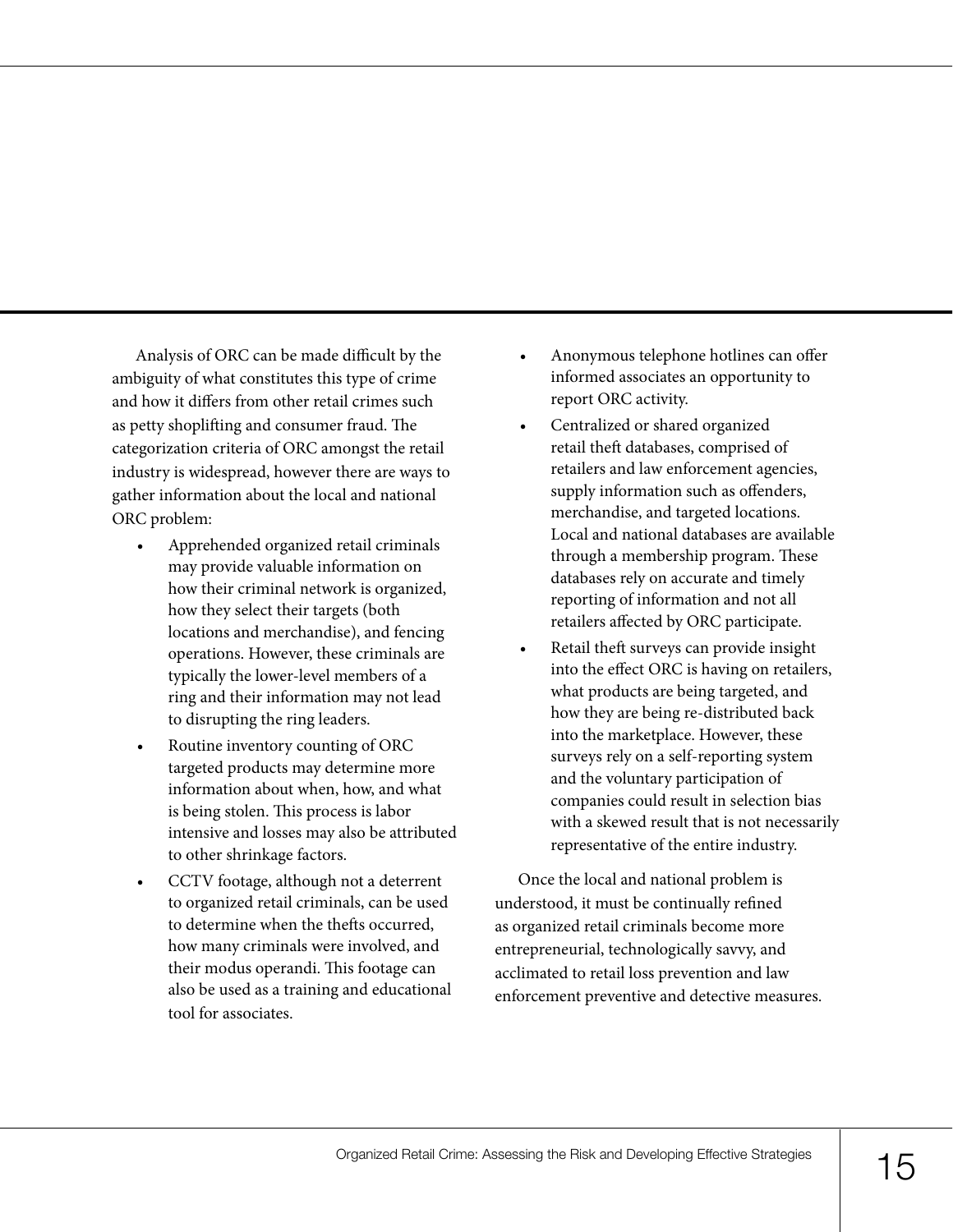Analysis of ORC can be made difficult by the ambiguity of what constitutes this type of crime and how it differs from other retail crimes such as petty shoplifting and consumer fraud. The categorization criteria of ORC amongst the retail industry is widespread, however there are ways to gather information about the local and national ORC problem:

- Apprehended organized retail criminals may provide valuable information on how their criminal network is organized, how they select their targets (both locations and merchandise), and fencing operations. However, these criminals are typically the lower-level members of a ring and their information may not lead to disrupting the ring leaders.
- Routine inventory counting of ORC targeted products may determine more information about when, how, and what is being stolen. This process is labor intensive and losses may also be attributed to other shrinkage factors.
- CCTV footage, although not a deterrent to organized retail criminals, can be used to determine when the thefts occurred, how many criminals were involved, and their modus operandi. This footage can also be used as a training and educational tool for associates.
- Anonymous telephone hotlines can offer informed associates an opportunity to report ORC activity.
- Centralized or shared organized retail theft databases, comprised of retailers and law enforcement agencies, supply information such as offenders, merchandise, and targeted locations. Local and national databases are available through a membership program. These databases rely on accurate and timely reporting of information and not all retailers affected by ORC participate.
- Retail theft surveys can provide insight into the effect ORC is having on retailers, what products are being targeted, and how they are being re-distributed back into the marketplace. However, these surveys rely on a self-reporting system and the voluntary participation of companies could result in selection bias with a skewed result that is not necessarily representative of the entire industry.

Once the local and national problem is understood, it must be continually refined as organized retail criminals become more entrepreneurial, technologically savvy, and acclimated to retail loss prevention and law enforcement preventive and detective measures.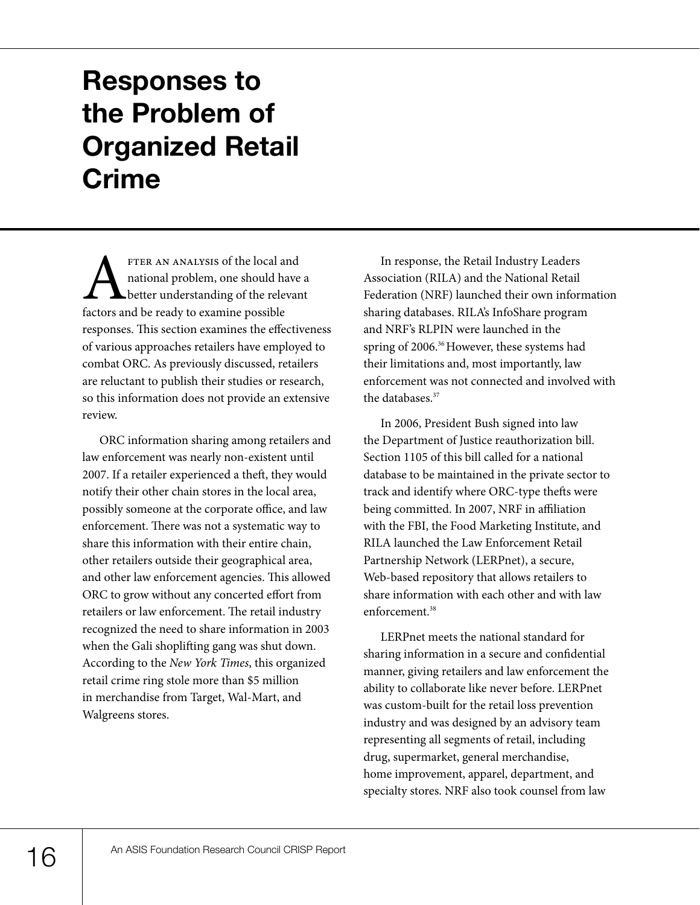# Responses to the Problem of Organized Retail Crime

After an analysis of the local and national problem, one should have a better understanding of the relevant factors and be ready to examine possible responses. This section examines the effectiveness of various approaches retailers have employed to combat ORC. As previously discussed, retailers are reluctant to publish their studies or research, so this information does not provide an extensive review.

ORC information sharing among retailers and law enforcement was nearly non-existent until 2007. If a retailer experienced a theft, they would notify their other chain stores in the local area, possibly someone at the corporate office, and law enforcement. There was not a systematic way to share this information with their entire chain, other retailers outside their geographical area, and other law enforcement agencies. This allowed ORC to grow without any concerted effort from retailers or law enforcement. The retail industry recognized the need to share information in 2003 when the Gali shoplifting gang was shut down. According to the *New York Times*, this organized retail crime ring stole more than $5 million in merchandise from Target, Wal-Mart, and Walgreens stores.

In response, the Retail Industry Leaders Association (RILA) and the National Retail Federation (NRF) launched their own information sharing databases. RILA's InfoShare program and NRF's RLPIN were launched in the spring of 2006.[36] However, these systems had their limitations and, most importantly, law enforcement was not connected and involved with the databases.[37]

In 2006, President Bush signed into law the Department of Justice reauthorization bill. Section 1105 of this bill called for a national database to be maintained in the private sector to track and identify where ORC-type thefts were being committed. In 2007, NRF in affiliation with the FBI, the Food Marketing Institute, and RILA launched the Law Enforcement Retail Partnership Network (LERPnet), a secure, Web-based repository that allows retailers to share information with each other and with law enforcement.[38]

LERPnet meets the national standard for sharing information in a secure and confidential manner, giving retailers and law enforcement the ability to collaborate like never before. LERPnet was custom-built for the retail loss prevention industry and was designed by an advisory team representing all segments of retail, including drug, supermarket, general merchandise, home improvement, apparel, department, and specialty stores. NRF also took counsel from law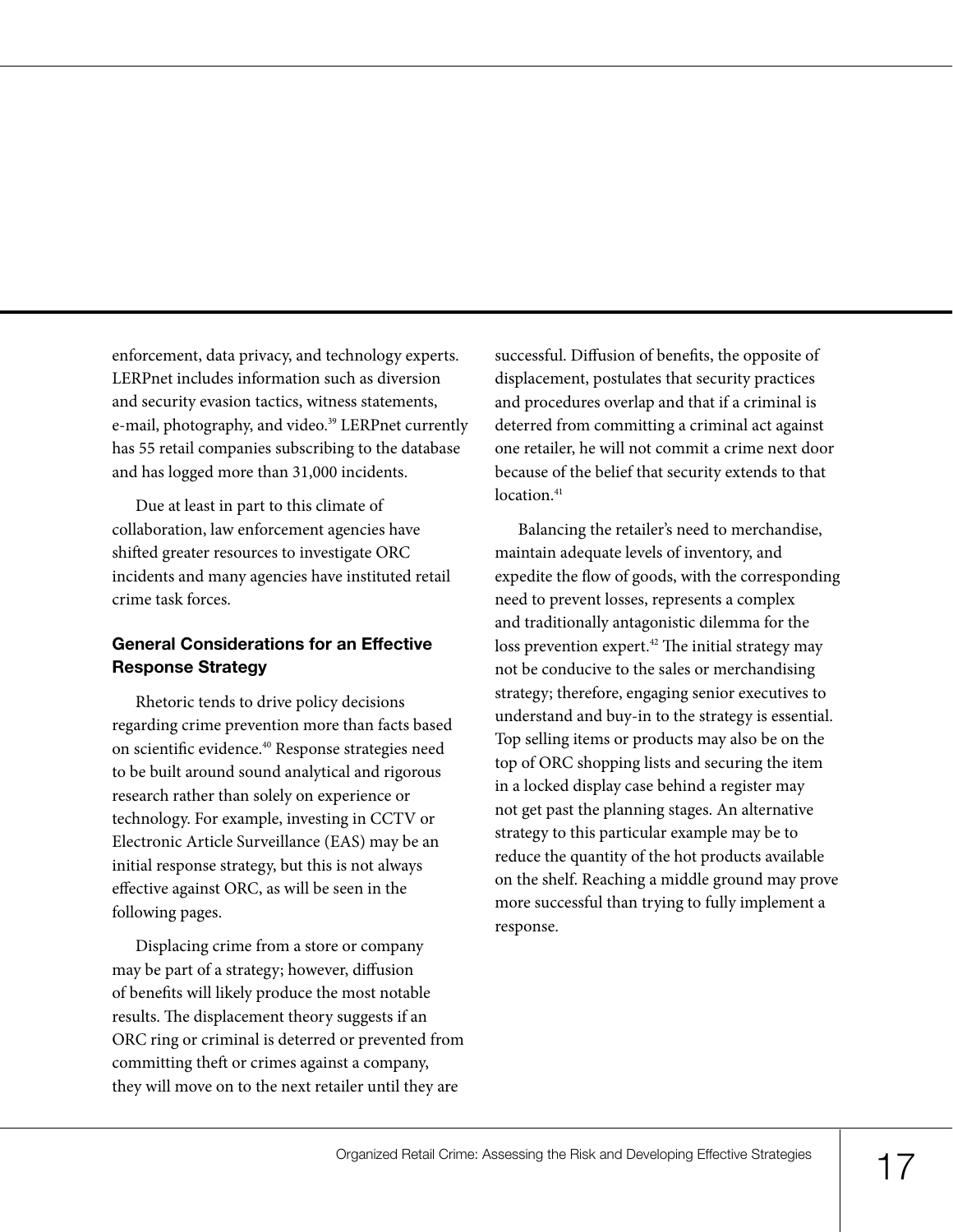enforcement, data privacy, and technology experts. LERPnet includes information such as diversion and security evasion tactics, witness statements, e-mail, photography, and video.[39] LERPnet currently has 55 retail companies subscribing to the database and has logged more than 31,000 incidents.

Due at least in part to this climate of collaboration, law enforcement agencies have shifted greater resources to investigate ORC incidents and many agencies have instituted retail crime task forces.

### General Considerations for an Effective Response Strategy

Rhetoric tends to drive policy decisions regarding crime prevention more than facts based on scientific evidence.[40] Response strategies need to be built around sound analytical and rigorous research rather than solely on experience or technology. For example, investing in CCTV or Electronic Article Surveillance (EAS) may be an initial response strategy, but this is not always effective against ORC, as will be seen in the following pages.

Displacing crime from a store or company may be part of a strategy; however, diffusion of benefits will likely produce the most notable results. The displacement theory suggests if an ORC ring or criminal is deterred or prevented from committing theft or crimes against a company, they will move on to the next retailer until they are successful. Diffusion of benefits, the opposite of displacement, postulates that security practices and procedures overlap and that if a criminal is deterred from committing a criminal act against one retailer, he will not commit a crime next door because of the belief that security extends to that location.[41]

Balancing the retailer's need to merchandise, maintain adequate levels of inventory, and expedite the flow of goods, with the corresponding need to prevent losses, represents a complex and traditionally antagonistic dilemma for the loss prevention expert.[42] The initial strategy may not be conducive to the sales or merchandising strategy; therefore, engaging senior executives to understand and buy-in to the strategy is essential. Top selling items or products may also be on the top of ORC shopping lists and securing the item in a locked display case behind a register may not get past the planning stages. An alternative strategy to this particular example may be to reduce the quantity of the hot products available on the shelf. Reaching a middle ground may prove more successful than trying to fully implement a response.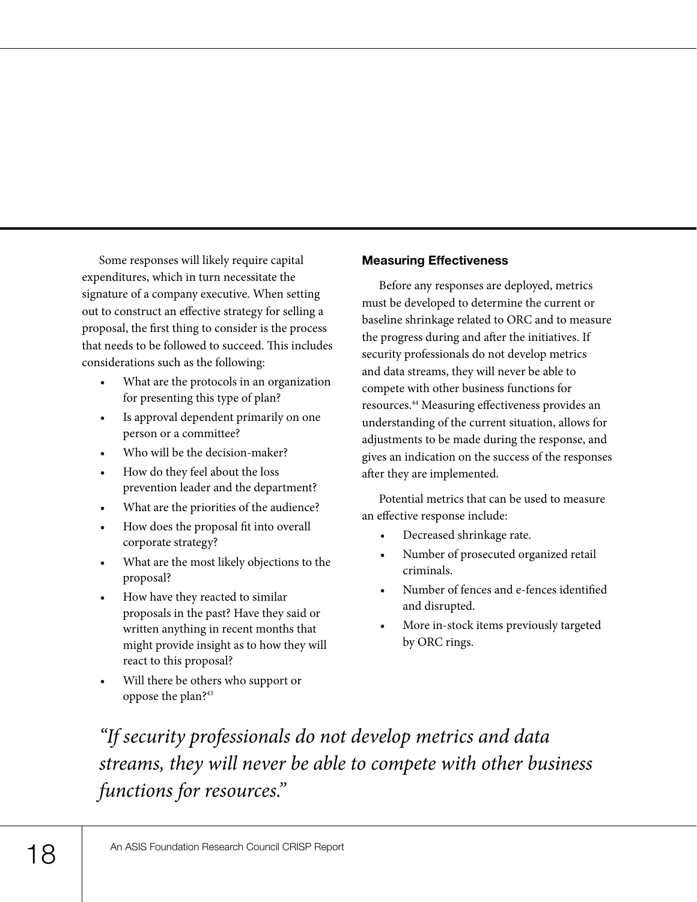Some responses will likely require capital expenditures, which in turn necessitate the signature of a company executive. When setting out to construct an effective strategy for selling a proposal, the first thing to consider is the process that needs to be followed to succeed. This includes considerations such as the following:

- What are the protocols in an organization for presenting this type of plan?
- Is approval dependent primarily on one person or a committee?
- Who will be the decision-maker?
- How do they feel about the loss prevention leader and the department?
- What are the priorities of the audience?
- How does the proposal fit into overall corporate strategy?
- What are the most likely objections to the proposal?
- How have they reacted to similar proposals in the past? Have they said or written anything in recent months that might provide insight as to how they will react to this proposal?
- Will there be others who support or oppose the plan?[43]

### Measuring Effectiveness

Before any responses are deployed, metrics must be developed to determine the current or baseline shrinkage related to ORC and to measure the progress during and after the initiatives. If security professionals do not develop metrics and data streams, they will never be able to compete with other business functions for resources.[44] Measuring effectiveness provides an understanding of the current situation, allows for adjustments to be made during the response, and gives an indication on the success of the responses after they are implemented.

Potential metrics that can be used to measure an effective response include:

- Decreased shrinkage rate.
- Number of prosecuted organized retail criminals.
- Number of fences and e-fences identified and disrupted.
- More in-stock items previously targeted by ORC rings.

*"If security professionals do not develop metrics and data streams, they will never be able to compete with other business functions for resources."*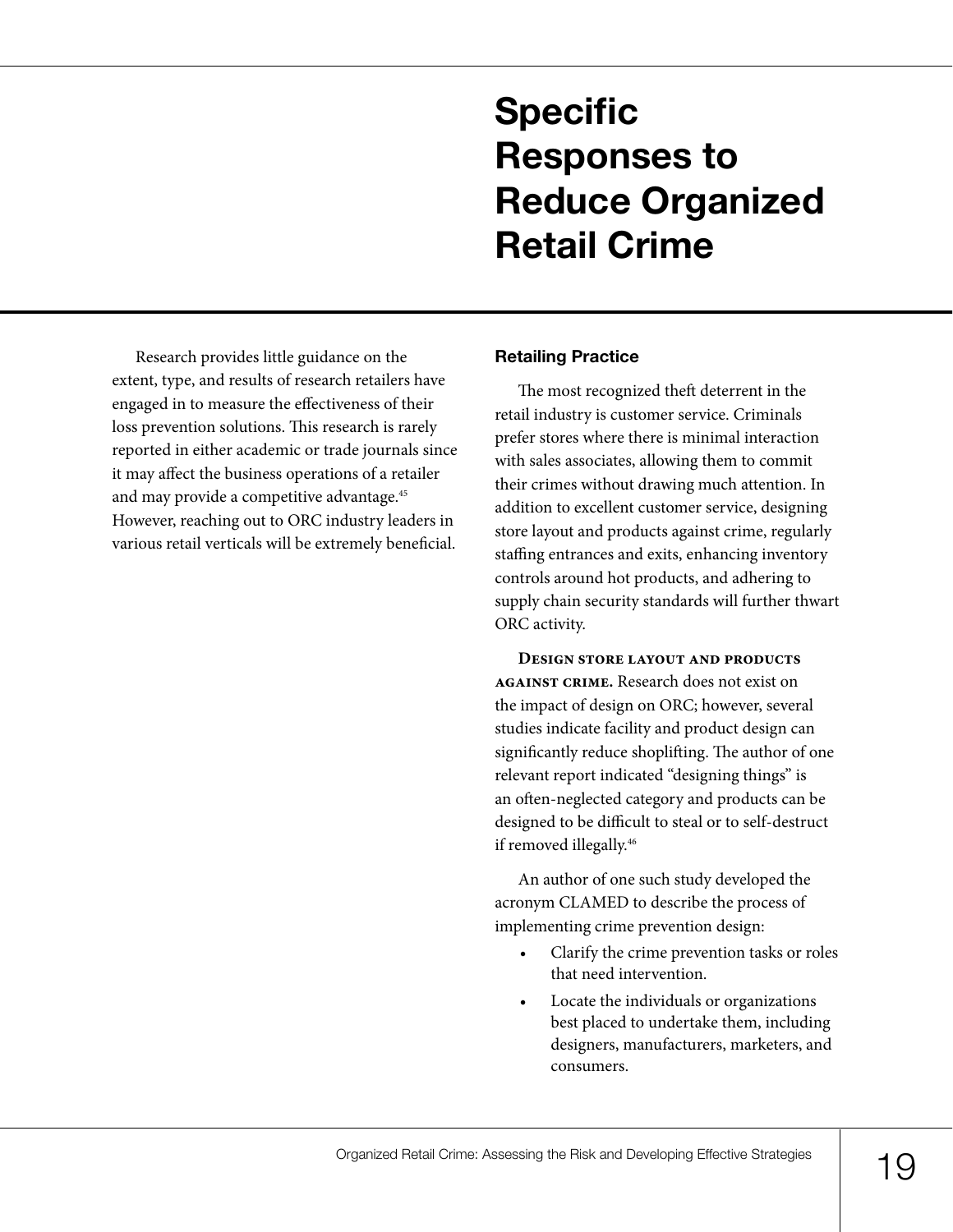# Specific Responses to Reduce Organized Retail Crime

Research provides little guidance on the extent, type, and results of research retailers have engaged in to measure the effectiveness of their loss prevention solutions. This research is rarely reported in either academic or trade journals since it may affect the business operations of a retailer and may provide a competitive advantage.[45] However, reaching out to ORC industry leaders in various retail verticals will be extremely beneficial.

### Retailing Practice

The most recognized theft deterrent in the retail industry is customer service. Criminals prefer stores where there is minimal interaction with sales associates, allowing them to commit their crimes without drawing much attention. In addition to excellent customer service, designing store layout and products against crime, regularly staffing entrances and exits, enhancing inventory controls around hot products, and adhering to supply chain security standards will further thwart ORC activity.

**Design store layout and products against crime.** Research does not exist on the impact of design on ORC; however, several studies indicate facility and product design can significantly reduce shoplifting. The author of one relevant report indicated "designing things" is an often-neglected category and products can be designed to be difficult to steal or to self-destruct if removed illegally.[46]

An author of one such study developed the acronym CLAMED to describe the process of implementing crime prevention design:

- Clarify the crime prevention tasks or roles that need intervention.
- Locate the individuals or organizations best placed to undertake them, including designers, manufacturers, marketers, and consumers.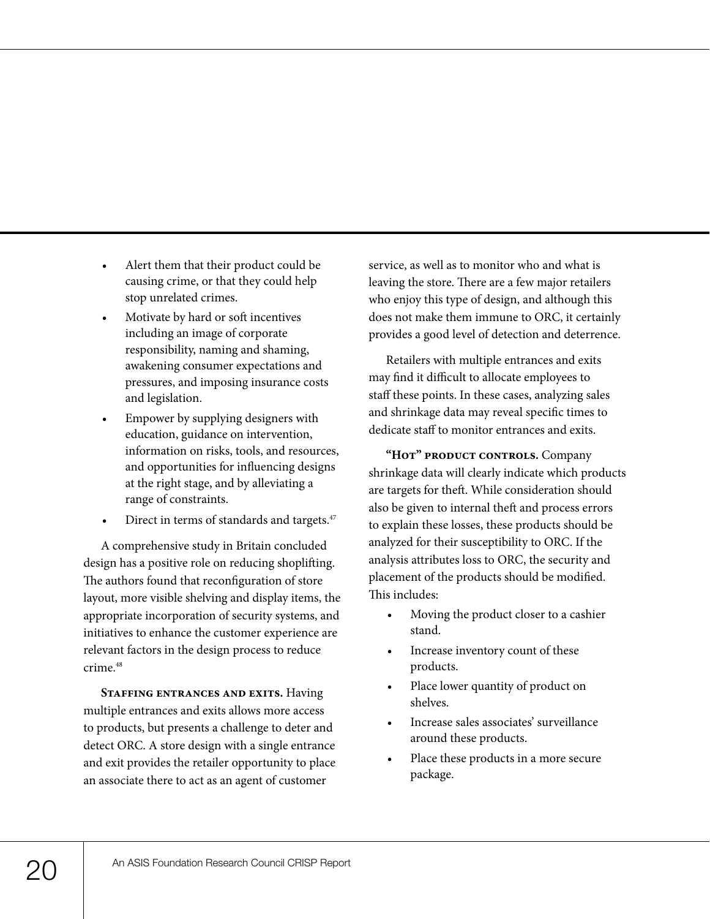- Alert them that their product could be causing crime, or that they could help stop unrelated crimes.
- Motivate by hard or soft incentives including an image of corporate responsibility, naming and shaming, awakening consumer expectations and pressures, and imposing insurance costs and legislation.
- Empower by supplying designers with education, guidance on intervention, information on risks, tools, and resources, and opportunities for influencing designs at the right stage, and by alleviating a range of constraints.
- Direct in terms of standards and targets.[47]

A comprehensive study in Britain concluded design has a positive role on reducing shoplifting. The authors found that reconfiguration of store layout, more visible shelving and display items, the appropriate incorporation of security systems, and initiatives to enhance the customer experience are relevant factors in the design process to reduce crime.[48]

**Staffing entrances and exits.** Having multiple entrances and exits allows more access to products, but presents a challenge to deter and detect ORC. A store design with a single entrance and exit provides the retailer opportunity to place an associate there to act as an agent of customer service, as well as to monitor who and what is leaving the store. There are a few major retailers who enjoy this type of design, and although this does not make them immune to ORC, it certainly provides a good level of detection and deterrence.

Retailers with multiple entrances and exits may find it difficult to allocate employees to staff these points. In these cases, analyzing sales and shrinkage data may reveal specific times to dedicate staff to monitor entrances and exits.

**"Hot" product controls.** Company shrinkage data will clearly indicate which products are targets for theft. While consideration should also be given to internal theft and process errors to explain these losses, these products should be analyzed for their susceptibility to ORC. If the analysis attributes loss to ORC, the security and placement of the products should be modified. This includes:

- Moving the product closer to a cashier stand.
- Increase inventory count of these products.
- Place lower quantity of product on shelves.
- Increase sales associates' surveillance around these products.
- Place these products in a more secure package.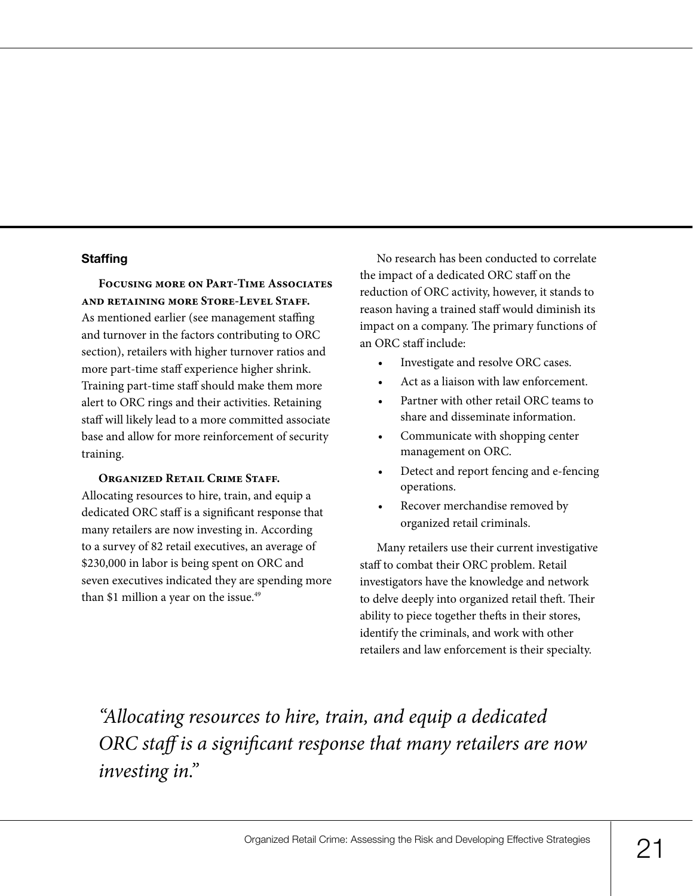### Staffing

**Focusing more on Part-Time Associates and retaining more Store-Level Staff.** As mentioned earlier (see management staffing and turnover in the factors contributing to ORC section), retailers with higher turnover ratios and more part-time staff experience higher shrink. Training part-time staff should make them more alert to ORC rings and their activities. Retaining staff will likely lead to a more committed associate base and allow for more reinforcement of security training.

**Organized Retail Crime Staff.** Allocating resources to hire, train, and equip a dedicated ORC staff is a significant response that many retailers are now investing in. According to a survey of 82 retail executives, an average of $230,000 in labor is being spent on ORC and seven executives indicated they are spending more than $1 million a year on the issue.[49]

No research has been conducted to correlate the impact of a dedicated ORC staff on the reduction of ORC activity, however, it stands to reason having a trained staff would diminish its impact on a company. The primary functions of an ORC staff include:

- Investigate and resolve ORC cases.
- Act as a liaison with law enforcement.
- Partner with other retail ORC teams to share and disseminate information.
- Communicate with shopping center management on ORC.
- Detect and report fencing and e-fencing operations.
- Recover merchandise removed by organized retail criminals.

Many retailers use their current investigative staff to combat their ORC problem. Retail investigators have the knowledge and network to delve deeply into organized retail theft. Their ability to piece together thefts in their stores, identify the criminals, and work with other retailers and law enforcement is their specialty.

*"Allocating resources to hire, train, and equip a dedicated ORC staff is a significant response that many retailers are now investing in."*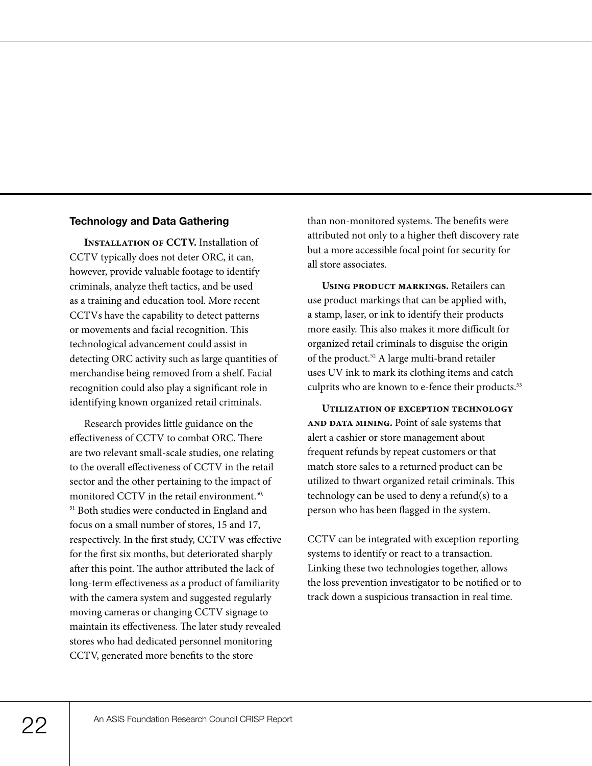### Technology and Data Gathering

**Installation of CCTV.** Installation of CCTV typically does not deter ORC, it can, however, provide valuable footage to identify criminals, analyze theft tactics, and be used as a training and education tool. More recent CCTVs have the capability to detect patterns or movements and facial recognition. This technological advancement could assist in detecting ORC activity such as large quantities of merchandise being removed from a shelf. Facial recognition could also play a significant role in identifying known organized retail criminals.

Research provides little guidance on the effectiveness of CCTV to combat ORC. There are two relevant small-scale studies, one relating to the overall effectiveness of CCTV in the retail sector and the other pertaining to the impact of monitored CCTV in the retail environment.[50, 51] Both studies were conducted in England and focus on a small number of stores, 15 and 17, respectively. In the first study, CCTV was effective for the first six months, but deteriorated sharply after this point. The author attributed the lack of long-term effectiveness as a product of familiarity with the camera system and suggested regularly moving cameras or changing CCTV signage to maintain its effectiveness. The later study revealed stores who had dedicated personnel monitoring CCTV, generated more benefits to the store than non-monitored systems. The benefits were attributed not only to a higher theft discovery rate but a more accessible focal point for security for all store associates.

**Using product markings.** Retailers can use product markings that can be applied with, a stamp, laser, or ink to identify their products more easily. This also makes it more difficult for organized retail criminals to disguise the origin of the product.[52] A large multi-brand retailer uses UV ink to mark its clothing items and catch culprits who are known to e-fence their products.[53]

**Utilization of exception technology and data mining.** Point of sale systems that alert a cashier or store management about frequent refunds by repeat customers or that match store sales to a returned product can be utilized to thwart organized retail criminals. This technology can be used to deny a refund(s) to a person who has been flagged in the system.

CCTV can be integrated with exception reporting systems to identify or react to a transaction. Linking these two technologies together, allows the loss prevention investigator to be notified or to track down a suspicious transaction in real time.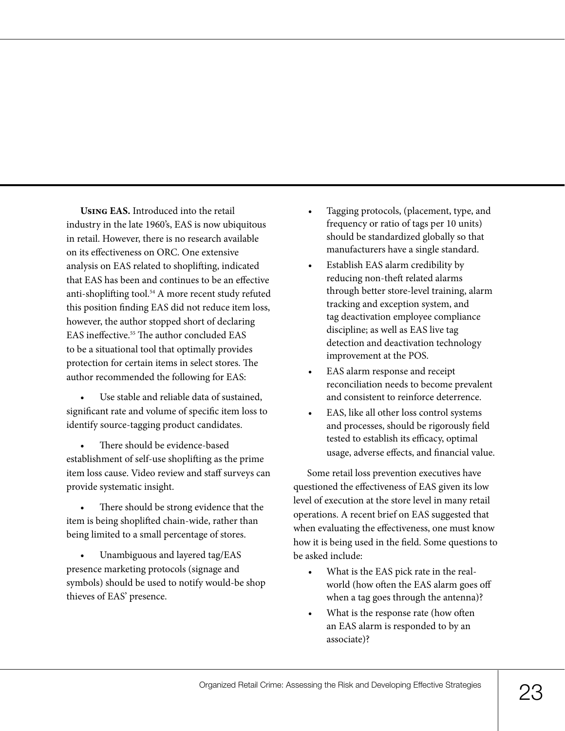**Using EAS.** Introduced into the retail industry in the late 1960's, EAS is now ubiquitous in retail. However, there is no research available on its effectiveness on ORC. One extensive analysis on EAS related to shoplifting, indicated that EAS has been and continues to be an effective anti-shoplifting tool.[54] A more recent study refuted this position finding EAS did not reduce item loss, however, the author stopped short of declaring EAS ineffective.[55] The author concluded EAS to be a situational tool that optimally provides protection for certain items in select stores. The author recommended the following for EAS:

- Use stable and reliable data of sustained, significant rate and volume of specific item loss to identify source-tagging product candidates.
- There should be evidence-based establishment of self-use shoplifting as the prime item loss cause. Video review and staff surveys can provide systematic insight.
- There should be strong evidence that the item is being shoplifted chain-wide, rather than being limited to a small percentage of stores.
- Unambiguous and layered tag/EAS presence marketing protocols (signage and symbols) should be used to notify would-be shop thieves of EAS' presence.
- Tagging protocols, (placement, type, and frequency or ratio of tags per 10 units) should be standardized globally so that manufacturers have a single standard.
- Establish EAS alarm credibility by reducing non-theft related alarms through better store-level training, alarm tracking and exception system, and tag deactivation employee compliance discipline; as well as EAS live tag detection and deactivation technology improvement at the POS.
- EAS alarm response and receipt reconciliation needs to become prevalent and consistent to reinforce deterrence.
- EAS, like all other loss control systems and processes, should be rigorously field tested to establish its efficacy, optimal usage, adverse effects, and financial value.

Some retail loss prevention executives have questioned the effectiveness of EAS given its low level of execution at the store level in many retail operations. A recent brief on EAS suggested that when evaluating the effectiveness, one must know how it is being used in the field. Some questions to be asked include:

- What is the EAS pick rate in the real-world (how often the EAS alarm goes off when a tag goes through the antenna)?
- What is the response rate (how often an EAS alarm is responded to by an associate)?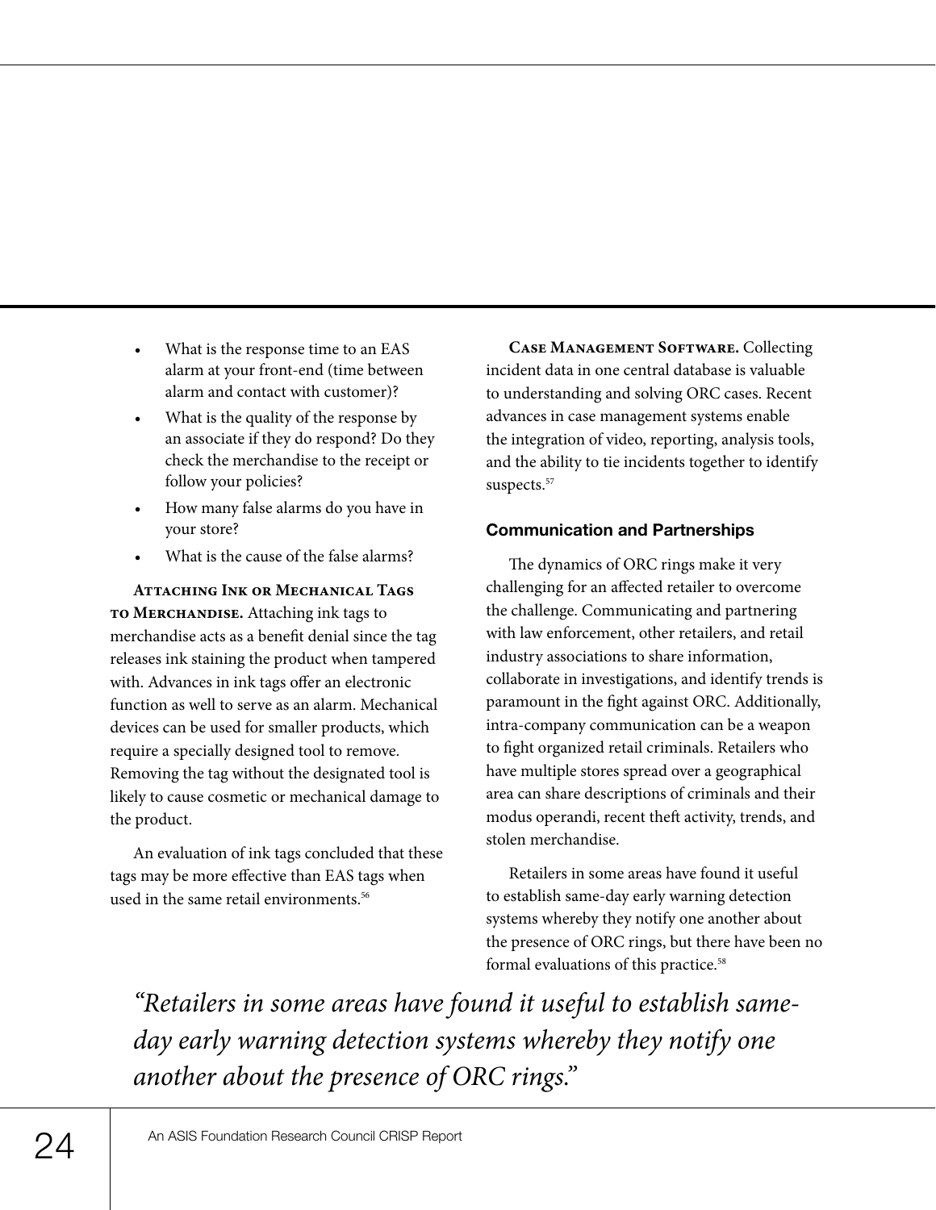- What is the response time to an EAS alarm at your front-end (time between alarm and contact with customer)?
- What is the quality of the response by an associate if they do respond? Do they check the merchandise to the receipt or follow your policies?
- How many false alarms do you have in your store?
- What is the cause of the false alarms?

**Attaching Ink or Mechanical Tags to Merchandise.** Attaching ink tags to merchandise acts as a benefit denial since the tag releases ink staining the product when tampered with. Advances in ink tags offer an electronic function as well to serve as an alarm. Mechanical devices can be used for smaller products, which require a specially designed tool to remove. Removing the tag without the designated tool is likely to cause cosmetic or mechanical damage to the product.

An evaluation of ink tags concluded that these tags may be more effective than EAS tags when used in the same retail environments.[56]

**Case Management Software.** Collecting incident data in one central database is valuable to understanding and solving ORC cases. Recent advances in case management systems enable the integration of video, reporting, analysis tools, and the ability to tie incidents together to identify suspects.[57]

### Communication and Partnerships

The dynamics of ORC rings make it very challenging for an affected retailer to overcome the challenge. Communicating and partnering with law enforcement, other retailers, and retail industry associations to share information, collaborate in investigations, and identify trends is paramount in the fight against ORC. Additionally, intra-company communication can be a weapon to fight organized retail criminals. Retailers who have multiple stores spread over a geographical area can share descriptions of criminals and their modus operandi, recent theft activity, trends, and stolen merchandise.

Retailers in some areas have found it useful to establish same-day early warning detection systems whereby they notify one another about the presence of ORC rings, but there have been no formal evaluations of this practice.[58]

*"Retailers in some areas have found it useful to establish same-day early warning detection systems whereby they notify one another about the presence of ORC rings."*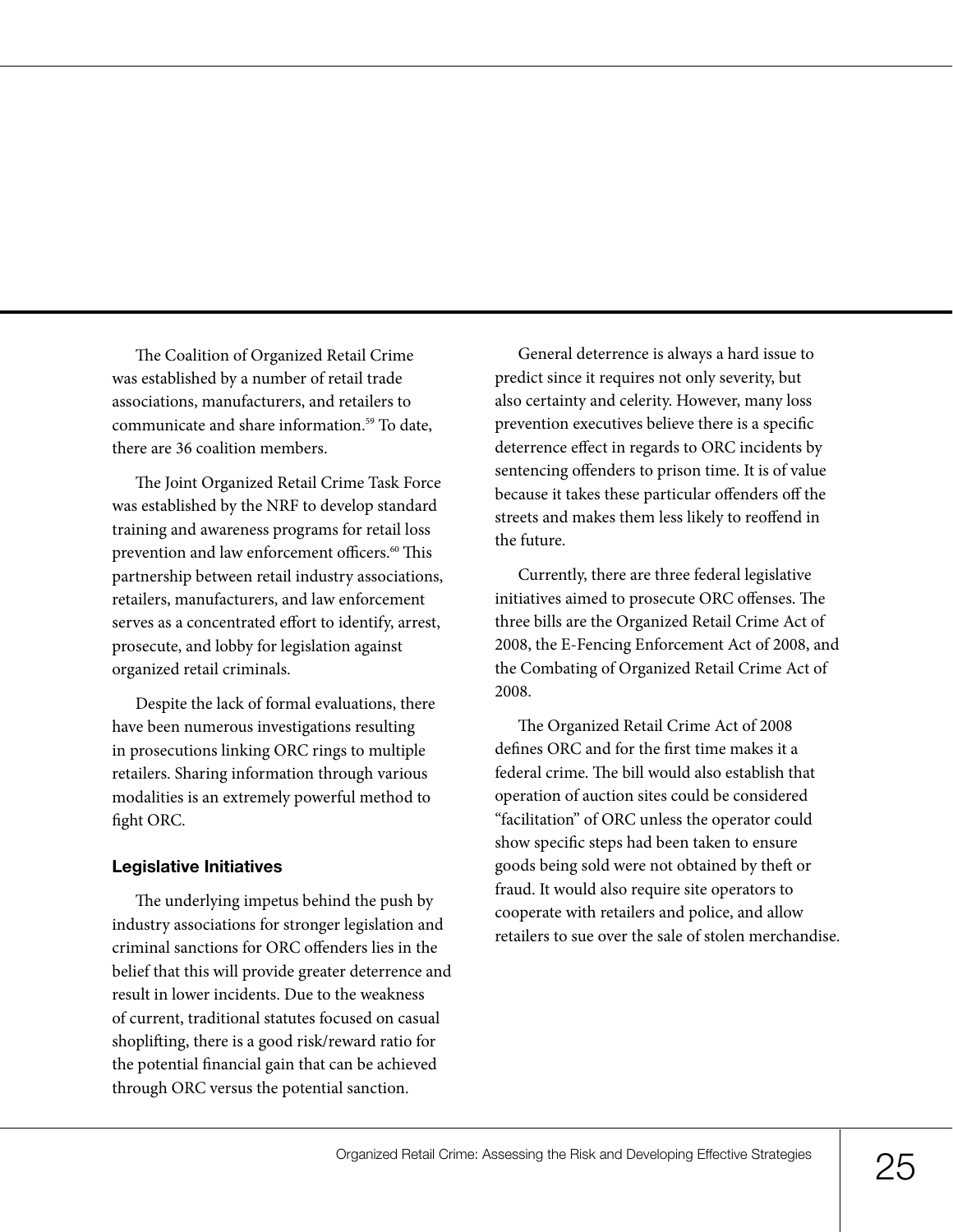The Coalition of Organized Retail Crime was established by a number of retail trade associations, manufacturers, and retailers to communicate and share information.[59] To date, there are 36 coalition members.

The Joint Organized Retail Crime Task Force was established by the NRF to develop standard training and awareness programs for retail loss prevention and law enforcement officers.[60] This partnership between retail industry associations, retailers, manufacturers, and law enforcement serves as a concentrated effort to identify, arrest, prosecute, and lobby for legislation against organized retail criminals.

Despite the lack of formal evaluations, there have been numerous investigations resulting in prosecutions linking ORC rings to multiple retailers. Sharing information through various modalities is an extremely powerful method to fight ORC.

### Legislative Initiatives

The underlying impetus behind the push by industry associations for stronger legislation and criminal sanctions for ORC offenders lies in the belief that this will provide greater deterrence and result in lower incidents. Due to the weakness of current, traditional statutes focused on casual shoplifting, there is a good risk/reward ratio for the potential financial gain that can be achieved through ORC versus the potential sanction.

General deterrence is always a hard issue to predict since it requires not only severity, but also certainty and celerity. However, many loss prevention executives believe there is a specific deterrence effect in regards to ORC incidents by sentencing offenders to prison time. It is of value because it takes these particular offenders off the streets and makes them less likely to reoffend in the future.

Currently, there are three federal legislative initiatives aimed to prosecute ORC offenses. The three bills are the Organized Retail Crime Act of 2008, the E-Fencing Enforcement Act of 2008, and the Combating of Organized Retail Crime Act of 2008.

The Organized Retail Crime Act of 2008 defines ORC and for the first time makes it a federal crime. The bill would also establish that operation of auction sites could be considered "facilitation" of ORC unless the operator could show specific steps had been taken to ensure goods being sold were not obtained by theft or fraud. It would also require site operators to cooperate with retailers and police, and allow retailers to sue over the sale of stolen merchandise.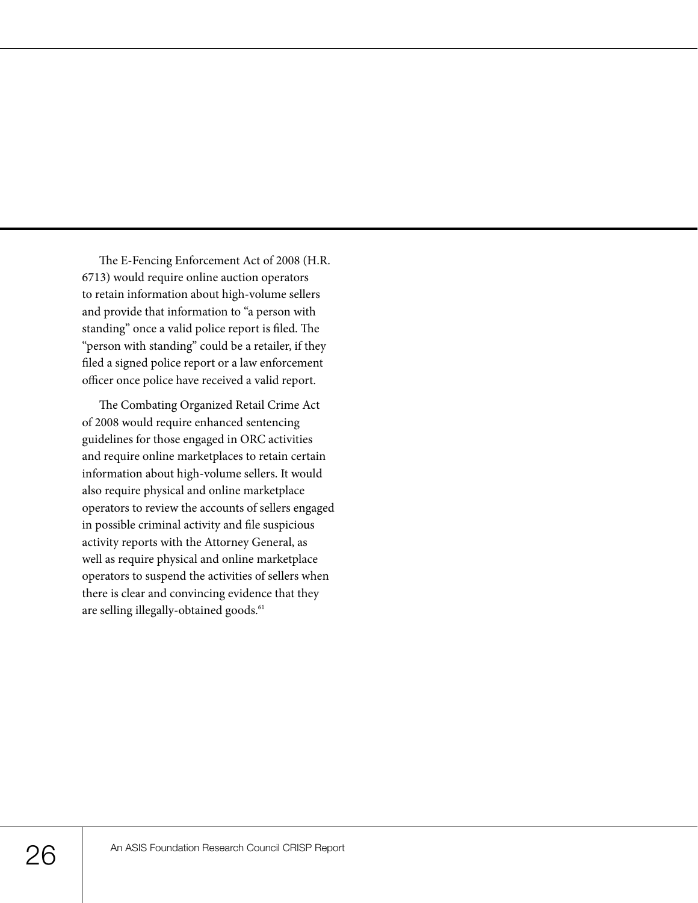The E-Fencing Enforcement Act of 2008 (H.R. 6713) would require online auction operators to retain information about high-volume sellers and provide that information to "a person with standing" once a valid police report is filed. The "person with standing" could be a retailer, if they filed a signed police report or a law enforcement officer once police have received a valid report.

The Combating Organized Retail Crime Act of 2008 would require enhanced sentencing guidelines for those engaged in ORC activities and require online marketplaces to retain certain information about high-volume sellers. It would also require physical and online marketplace operators to review the accounts of sellers engaged in possible criminal activity and file suspicious activity reports with the Attorney General, as well as require physical and online marketplace operators to suspend the activities of sellers when there is clear and convincing evidence that they are selling illegally-obtained goods.[61]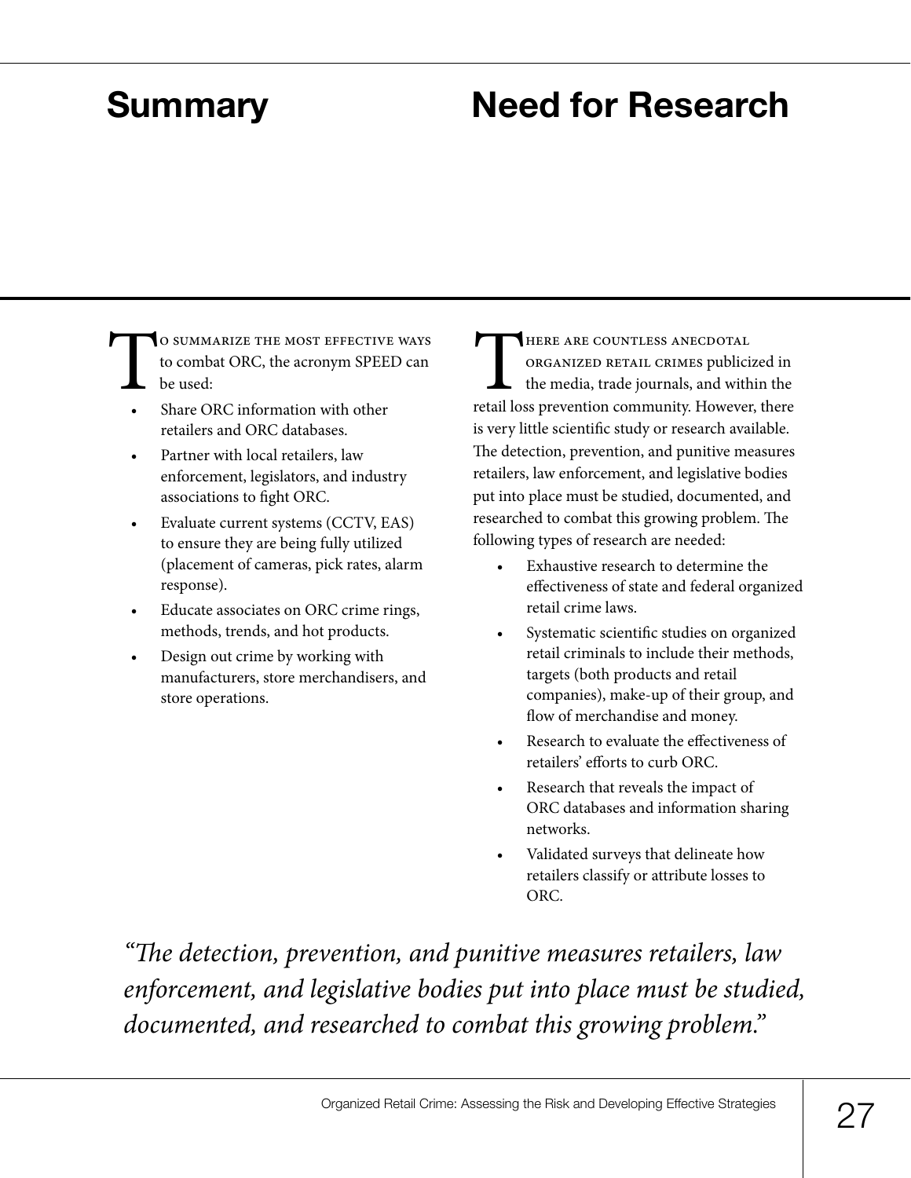## Summary

To summarize the most effective ways to combat ORC, the acronym SPEED can be used:

- Share ORC information with other retailers and ORC databases.
- Partner with local retailers, law enforcement, legislators, and industry associations to fight ORC.
- Evaluate current systems (CCTV, EAS) to ensure they are being fully utilized (placement of cameras, pick rates, alarm response).
- Educate associates on ORC crime rings, methods, trends, and hot products.
- Design out crime by working with manufacturers, store merchandisers, and store operations.

## Need for Research

There are countless anecdotal organized retail crimes publicized in the media, trade journals, and within the retail loss prevention community. However, there is very little scientific study or research available. The detection, prevention, and punitive measures retailers, law enforcement, and legislative bodies put into place must be studied, documented, and researched to combat this growing problem. The following types of research are needed:

- Exhaustive research to determine the effectiveness of state and federal organized retail crime laws.
- Systematic scientific studies on organized retail criminals to include their methods, targets (both products and retail companies), make-up of their group, and flow of merchandise and money.
- Research to evaluate the effectiveness of retailers' efforts to curb ORC.
- Research that reveals the impact of ORC databases and information sharing networks.
- Validated surveys that delineate how retailers classify or attribute losses to ORC.

*"The detection, prevention, and punitive measures retailers, law enforcement, and legislative bodies put into place must be studied, documented, and researched to combat this growing problem."*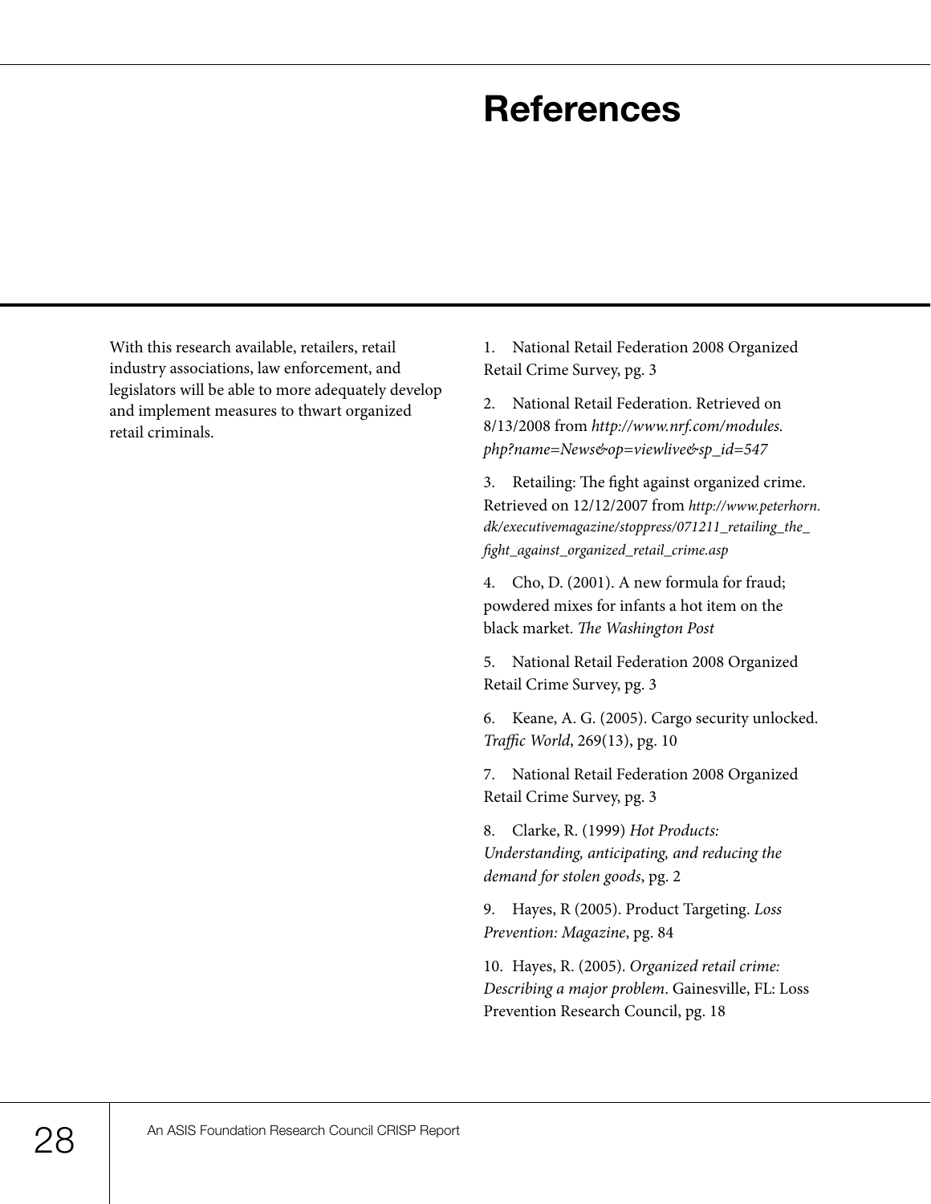With this research available, retailers, retail industry associations, law enforcement, and legislators will be able to more adequately develop and implement measures to thwart organized retail criminals.

# References

1. National Retail Federation 2008 Organized Retail Crime Survey, pg. 3

2. National Retail Federation. Retrieved on 8/13/2008 from *http://www.nrf.com/modules.php?name=News&op=viewlive&sp_id=547*

3. Retailing: The fight against organized crime. Retrieved on 12/12/2007 from *http://www.peterhorn.dk/executivemagazine/stoppress/071211_retailing_the_fight_against_organized_retail_crime.asp*

4. Cho, D. (2001). A new formula for fraud; powdered mixes for infants a hot item on the black market. *The Washington Post*

5. National Retail Federation 2008 Organized Retail Crime Survey, pg. 3

6. Keane, A. G. (2005). Cargo security unlocked. *Traffic World*, 269(13), pg. 10

7. National Retail Federation 2008 Organized Retail Crime Survey, pg. 3

8. Clarke, R. (1999) *Hot Products: Understanding, anticipating, and reducing the demand for stolen goods*, pg. 2

9. Hayes, R (2005). Product Targeting. *Loss Prevention: Magazine*, pg. 84

10. Hayes, R. (2005). *Organized retail crime: Describing a major problem*. Gainesville, FL: Loss Prevention Research Council, pg. 18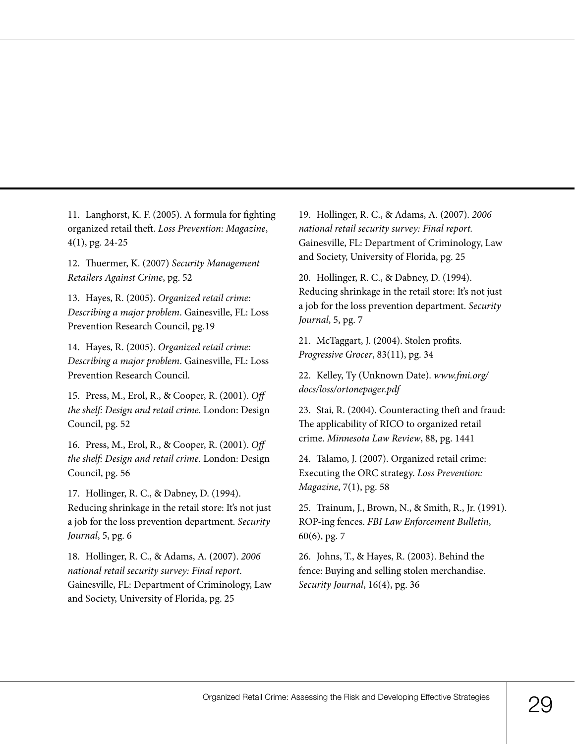11. Langhorst, K. F. (2005). A formula for fighting organized retail theft. *Loss Prevention: Magazine*, 4(1), pg. 24-25

12. Thuermer, K. (2007) *Security Management Retailers Against Crime*, pg. 52

13. Hayes, R. (2005). *Organized retail crime: Describing a major problem*. Gainesville, FL: Loss Prevention Research Council, pg.19

14. Hayes, R. (2005). *Organized retail crime: Describing a major problem*. Gainesville, FL: Loss Prevention Research Council.

15. Press, M., Erol, R., & Cooper, R. (2001). *Off the shelf: Design and retail crime*. London: Design Council, pg. 52

16. Press, M., Erol, R., & Cooper, R. (2001). *Off the shelf: Design and retail crime*. London: Design Council, pg. 56

17. Hollinger, R. C., & Dabney, D. (1994). Reducing shrinkage in the retail store: It's not just a job for the loss prevention department. *Security Journal*, 5, pg. 6

18. Hollinger, R. C., & Adams, A. (2007). *2006 national retail security survey: Final report*. Gainesville, FL: Department of Criminology, Law and Society, University of Florida, pg. 25

19. Hollinger, R. C., & Adams, A. (2007). *2006 national retail security survey: Final report.* Gainesville, FL: Department of Criminology, Law and Society, University of Florida, pg. 25

20. Hollinger, R. C., & Dabney, D. (1994). Reducing shrinkage in the retail store: It's not just a job for the loss prevention department. *Security Journal*, 5, pg. 7

21. McTaggart, J. (2004). Stolen profits. *Progressive Grocer*, 83(11), pg. 34

22. Kelley, Ty (Unknown Date). *www.fmi.org/docs/loss/ortonepager.pdf*

23. Stai, R. (2004). Counteracting theft and fraud: The applicability of RICO to organized retail crime. *Minnesota Law Review*, 88, pg. 1441

24. Talamo, J. (2007). Organized retail crime: Executing the ORC strategy. *Loss Prevention: Magazine*, 7(1), pg. 58

25. Trainum, J., Brown, N., & Smith, R., Jr. (1991). ROP-ing fences. *FBI Law Enforcement Bulletin*, 60(6), pg. 7

26. Johns, T., & Hayes, R. (2003). Behind the fence: Buying and selling stolen merchandise. *Security Journal*, 16(4), pg. 36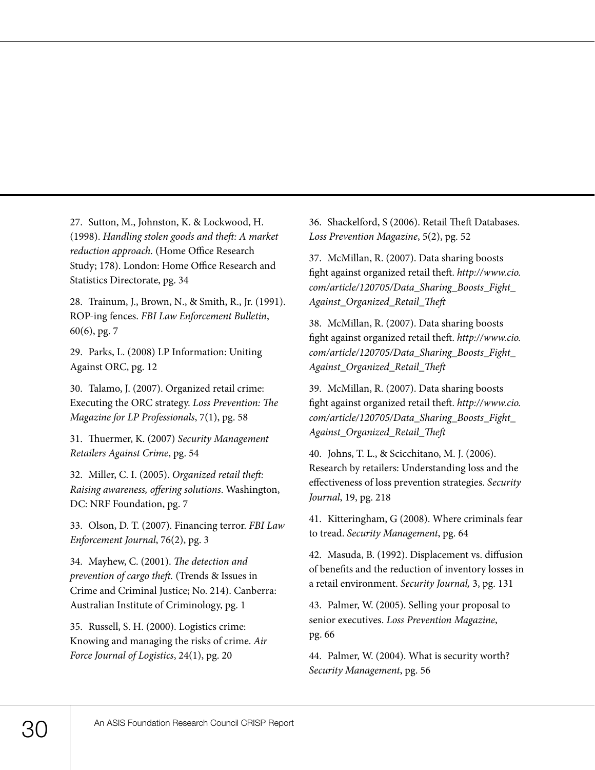27. Sutton, M., Johnston, K. & Lockwood, H. (1998). *Handling stolen goods and theft: A market reduction approach.* (Home Office Research Study; 178). London: Home Office Research and Statistics Directorate, pg. 34

28. Trainum, J., Brown, N., & Smith, R., Jr. (1991). ROP-ing fences. *FBI Law Enforcement Bulletin*, 60(6), pg. 7

29. Parks, L. (2008) LP Information: Uniting Against ORC, pg. 12

30. Talamo, J. (2007). Organized retail crime: Executing the ORC strategy. *Loss Prevention: The Magazine for LP Professionals*, 7(1), pg. 58

31. Thuermer, K. (2007) *Security Management Retailers Against Crime*, pg. 54

32. Miller, C. I. (2005). *Organized retail theft: Raising awareness, offering solutions*. Washington, DC: NRF Foundation, pg. 7

33. Olson, D. T. (2007). Financing terror. *FBI Law Enforcement Journal*, 76(2), pg. 3

34. Mayhew, C. (2001). *The detection and prevention of cargo theft.* (Trends & Issues in Crime and Criminal Justice; No. 214). Canberra: Australian Institute of Criminology, pg. 1

35. Russell, S. H. (2000). Logistics crime: Knowing and managing the risks of crime. *Air Force Journal of Logistics*, 24(1), pg. 20

36. Shackelford, S (2006). Retail Theft Databases. *Loss Prevention Magazine*, 5(2), pg. 52

37. McMillan, R. (2007). Data sharing boosts fight against organized retail theft. *http://www.cio.com/article/120705/Data_Sharing_Boosts_Fight_Against_Organized_Retail_Theft*

38. McMillan, R. (2007). Data sharing boosts fight against organized retail theft. *http://www.cio.com/article/120705/Data_Sharing_Boosts_Fight_Against_Organized_Retail_Theft*

39. McMillan, R. (2007). Data sharing boosts fight against organized retail theft. *http://www.cio.com/article/120705/Data_Sharing_Boosts_Fight_Against_Organized_Retail_Theft*

40. Johns, T. L., & Scicchitano, M. J. (2006). Research by retailers: Understanding loss and the effectiveness of loss prevention strategies. *Security Journal*, 19, pg. 218

41. Kitteringham, G (2008). Where criminals fear to tread. *Security Management*, pg. 64

42. Masuda, B. (1992). Displacement vs. diffusion of benefits and the reduction of inventory losses in a retail environment. *Security Journal,* 3, pg. 131

43. Palmer, W. (2005). Selling your proposal to senior executives. *Loss Prevention Magazine*, pg. 66

44. Palmer, W. (2004). What is security worth? *Security Management*, pg. 56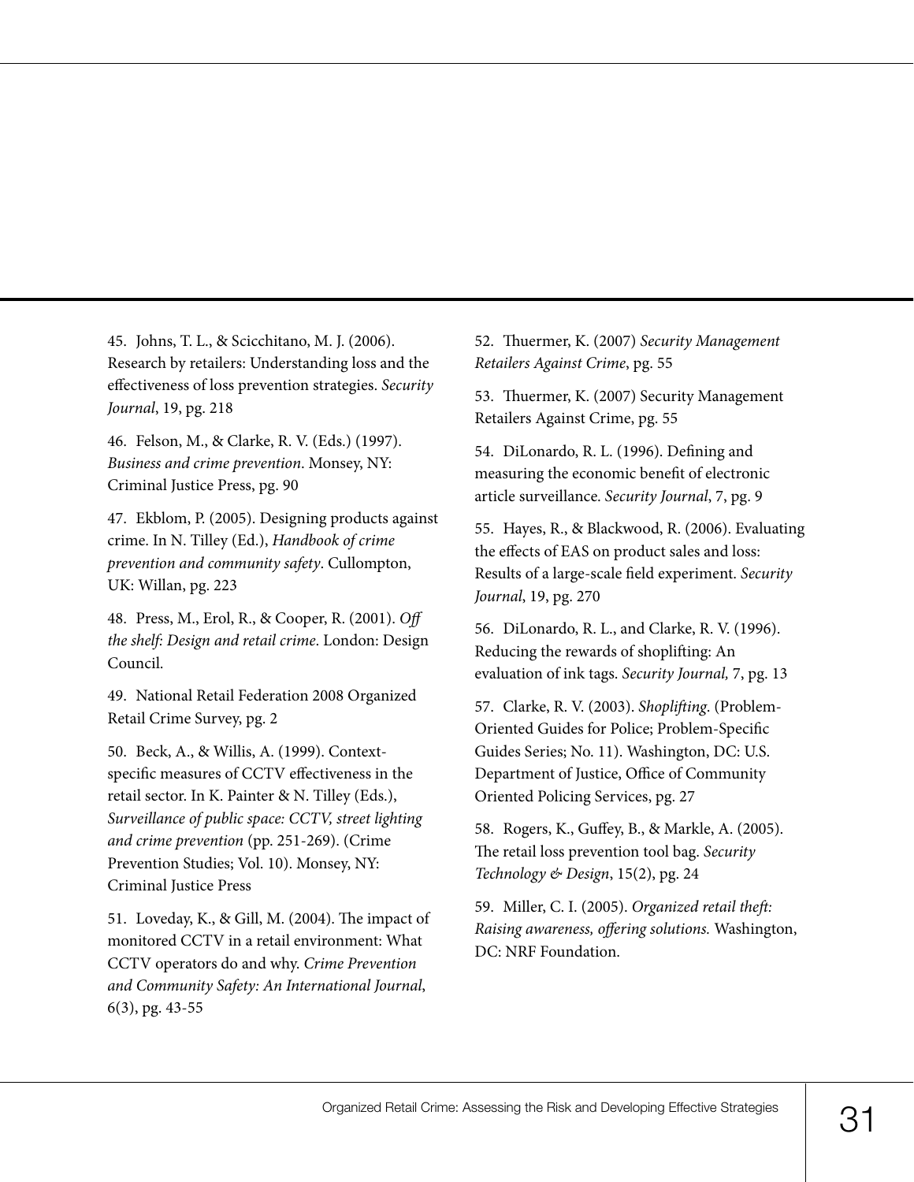45. Johns, T. L., & Scicchitano, M. J. (2006). Research by retailers: Understanding loss and the effectiveness of loss prevention strategies. *Security Journal*, 19, pg. 218

46. Felson, M., & Clarke, R. V. (Eds.) (1997). *Business and crime prevention*. Monsey, NY: Criminal Justice Press, pg. 90

47. Ekblom, P. (2005). Designing products against crime. In N. Tilley (Ed.), *Handbook of crime prevention and community safety*. Cullompton, UK: Willan, pg. 223

48. Press, M., Erol, R., & Cooper, R. (2001). *Off the shelf: Design and retail crime*. London: Design Council.

49. National Retail Federation 2008 Organized Retail Crime Survey, pg. 2

50. Beck, A., & Willis, A. (1999). Context-specific measures of CCTV effectiveness in the retail sector. In K. Painter & N. Tilley (Eds.), *Surveillance of public space: CCTV, street lighting and crime prevention* (pp. 251-269). (Crime Prevention Studies; Vol. 10). Monsey, NY: Criminal Justice Press

51. Loveday, K., & Gill, M. (2004). The impact of monitored CCTV in a retail environment: What CCTV operators do and why. *Crime Prevention and Community Safety: An International Journal*, 6(3), pg. 43-55

52. Thuermer, K. (2007) *Security Management Retailers Against Crime*, pg. 55

53. Thuermer, K. (2007) Security Management Retailers Against Crime, pg. 55

54. DiLonardo, R. L. (1996). Defining and measuring the economic benefit of electronic article surveillance. *Security Journal*, 7, pg. 9

55. Hayes, R., & Blackwood, R. (2006). Evaluating the effects of EAS on product sales and loss: Results of a large-scale field experiment. *Security Journal*, 19, pg. 270

56. DiLonardo, R. L., and Clarke, R. V. (1996). Reducing the rewards of shoplifting: An evaluation of ink tags. *Security Journal,* 7, pg. 13

57. Clarke, R. V. (2003). *Shoplifting*. (Problem-Oriented Guides for Police; Problem-Specific Guides Series; No. 11). Washington, DC: U.S. Department of Justice, Office of Community Oriented Policing Services, pg. 27

58. Rogers, K., Guffey, B., & Markle, A. (2005). The retail loss prevention tool bag. *Security Technology & Design*, 15(2), pg. 24

59. Miller, C. I. (2005). *Organized retail theft: Raising awareness, offering solutions.* Washington, DC: NRF Foundation.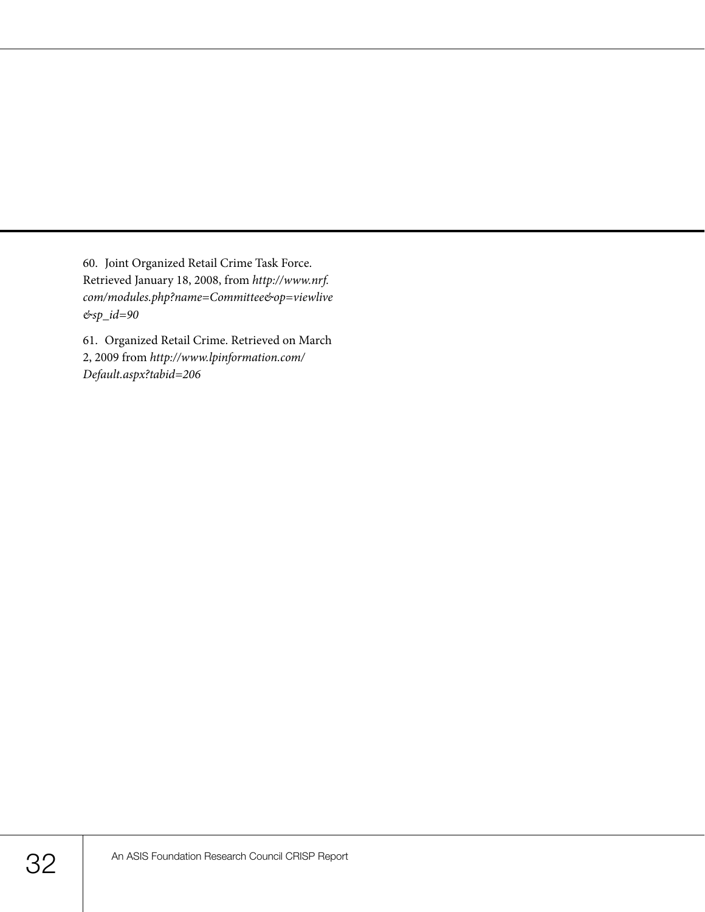60. Joint Organized Retail Crime Task Force. Retrieved January 18, 2008, from *http://www.nrf.com/modules.php?name=Committee&op=viewlive&sp_id=90*

61. Organized Retail Crime. Retrieved on March 2, 2009 from *http://www.lpinformation.com/Default.aspx?tabid=206*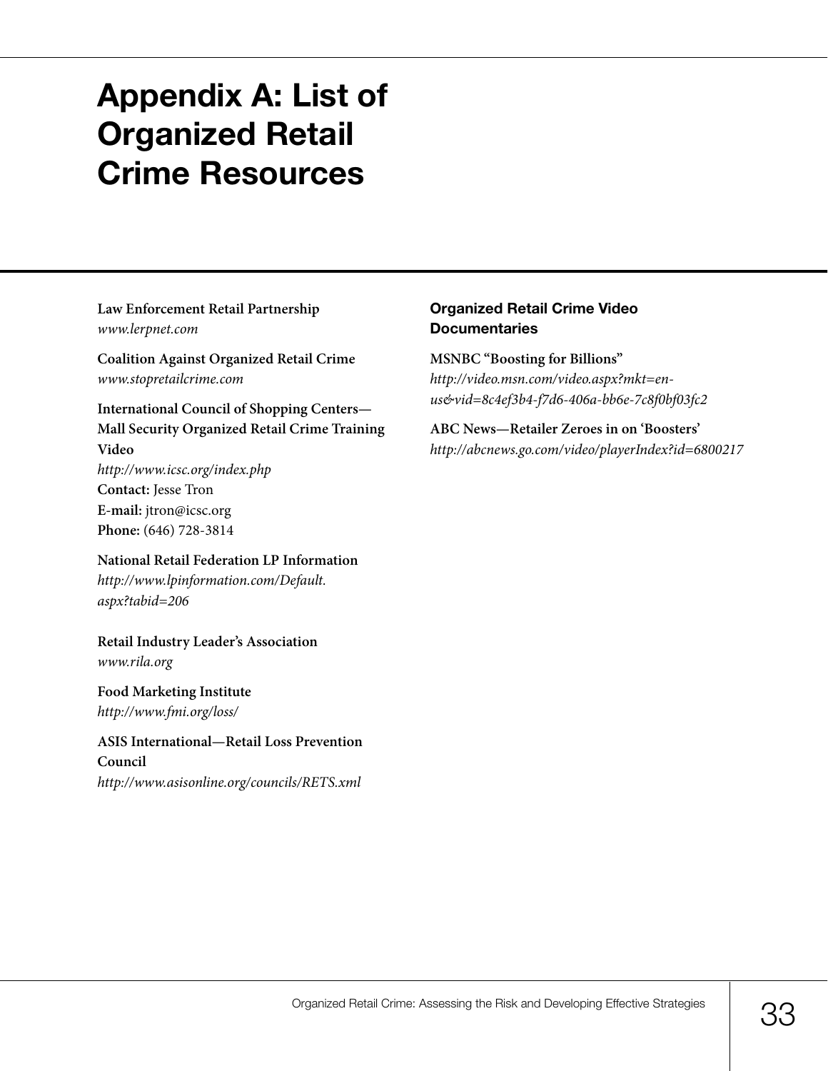# Appendix A: List of Organized Retail Crime Resources

**Law Enforcement Retail Partnership**
*www.lerpnet.com*

**Coalition Against Organized Retail Crime**
*www.stopretailcrime.com*

**International Council of Shopping Centers—Mall Security Organized Retail Crime Training Video**
*http://www.icsc.org/index.php*
**Contact:** Jesse Tron
**E-mail:** jtron@icsc.org
**Phone:** (646) 728-3814

**National Retail Federation LP Information**
*http://www.lpinformation.com/Default.aspx?tabid=206*

**Retail Industry Leader's Association**
*www.rila.org*

**Food Marketing Institute**
*http://www.fmi.org/loss/*

**ASIS International—Retail Loss Prevention Council**
*http://www.asisonline.org/councils/RETS.xml*

### Organized Retail Crime Video Documentaries

**MSNBC "Boosting for Billions"**
*http://video.msn.com/video.aspx?mkt=en-us&vid=8c4ef3b4-f7d6-406a-bb6e-7c8f0bf03fc2*

**ABC News—Retailer Zeroes in on 'Boosters'**
*http://abcnews.go.com/video/playerIndex?id=6800217*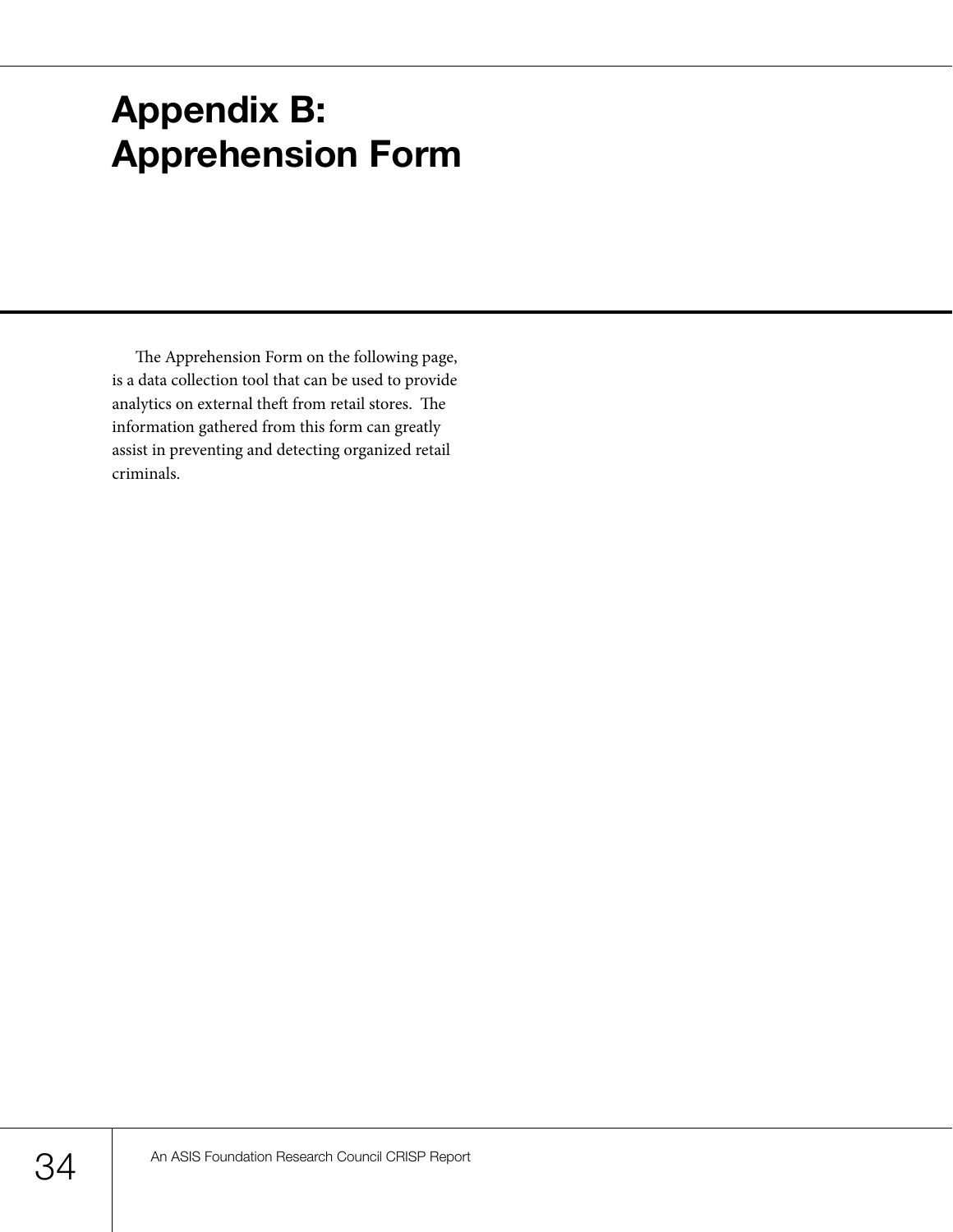# Appendix B: Apprehension Form

The Apprehension Form on the following page, is a data collection tool that can be used to provide analytics on external theft from retail stores. The information gathered from this form can greatly assist in preventing and detecting organized retail criminals.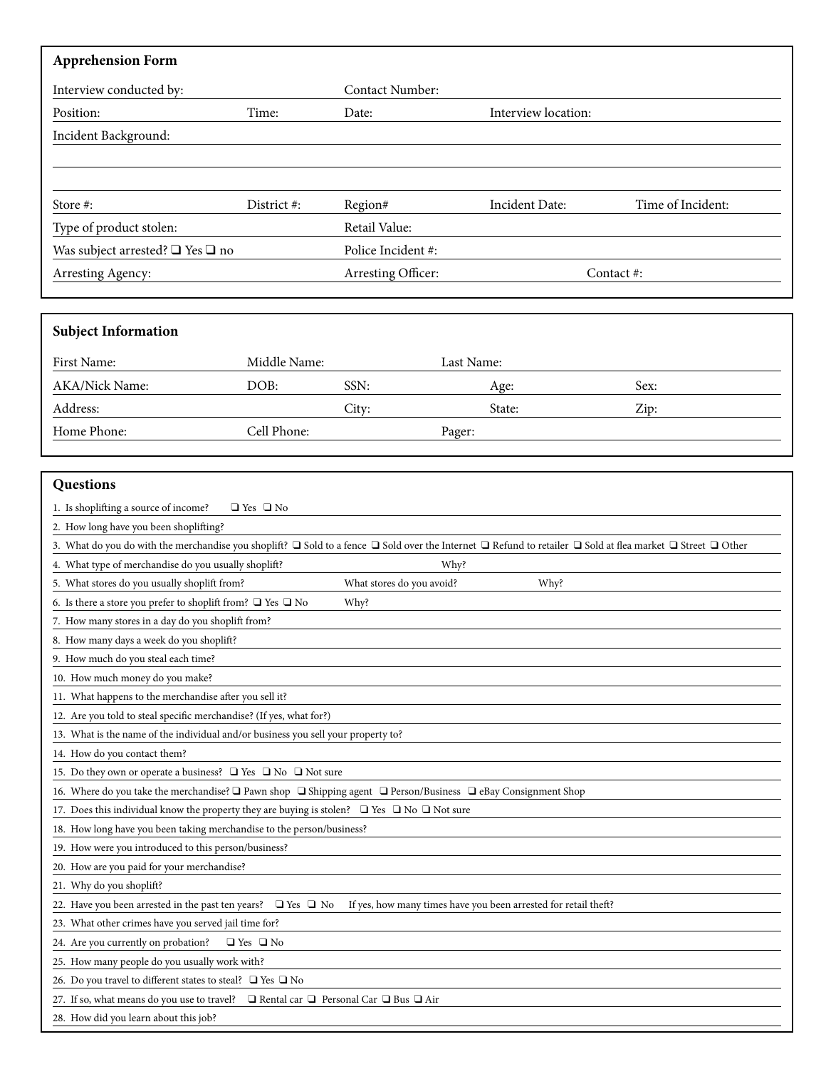## Apprehension Form

Interview conducted by: Contact Number:

Position: Time: Date: Interview location:

Incident Background:

Store #: District #: Region# Incident Date: Time of Incident:

Type of product stolen: Retail Value:

Was subject arrested? ❑ Yes ❑ no Police Incident #:

Arresting Agency: Arresting Officer: Contact #:

## Subject Information

First Name: Middle Name: Last Name:

AKA/Nick Name: DOB: SSN: Age: Sex:

Address: City: State: Zip:

Home Phone: Cell Phone: Pager:

## Questions

1. Is shoplifting a source of income? ❑ Yes ❑ No
2. How long have you been shoplifting?
3. What do you do with the merchandise you shoplift? ❑ Sold to a fence ❑ Sold over the Internet ❑ Refund to retailer ❑ Sold at flea market ❑ Street ❑ Other
4. What type of merchandise do you usually shoplift? Why?
5. What stores do you usually shoplift from? What stores do you avoid? Why?
6. Is there a store you prefer to shoplift from? ❑ Yes ❑ No Why?
7. How many stores in a day do you shoplift from?
8. How many days a week do you shoplift?
9. How much do you steal each time?
10. How much money do you make?
11. What happens to the merchandise after you sell it?
12. Are you told to steal specific merchandise? (If yes, what for?)
13. What is the name of the individual and/or business you sell your property to?
14. How do you contact them?
15. Do they own or operate a business? ❑ Yes ❑ No ❑ Not sure
16. Where do you take the merchandise? ❑ Pawn shop ❑ Shipping agent ❑ Person/Business ❑ eBay Consignment Shop
17. Does this individual know the property they are buying is stolen? ❑ Yes ❑ No ❑ Not sure
18. How long have you been taking merchandise to the person/business?
19. How were you introduced to this person/business?
20. How are you paid for your merchandise?
21. Why do you shoplift?
22. Have you been arrested in the past ten years? ❑ Yes ❑ No If yes, how many times have you been arrested for retail theft?
23. What other crimes have you served jail time for?
24. Are you currently on probation? ❑ Yes ❑ No
25. How many people do you usually work with?
26. Do you travel to different states to steal? ❑ Yes ❑ No
27. If so, what means do you use to travel? ❑ Rental car ❑ Personal Car ❑ Bus ❑ Air
28. How did you learn about this job?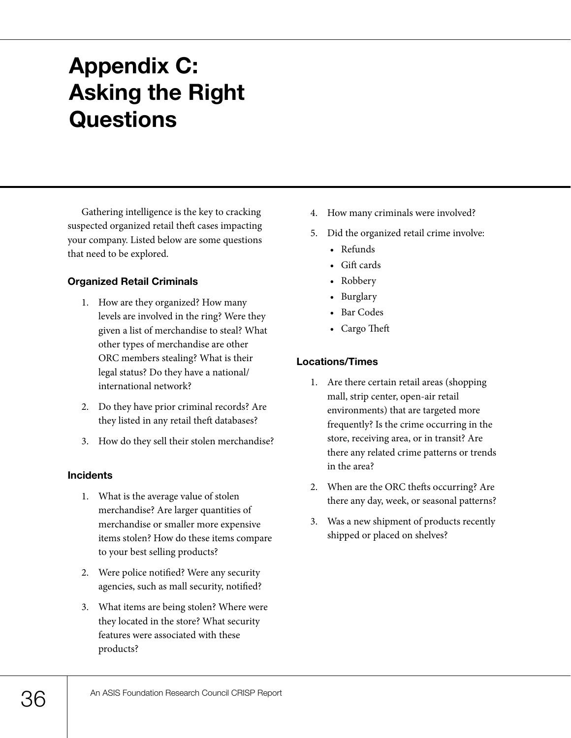# Appendix C: Asking the Right Questions

Gathering intelligence is the key to cracking suspected organized retail theft cases impacting your company. Listed below are some questions that need to be explored.

### Organized Retail Criminals

1. How are they organized? How many levels are involved in the ring? Were they given a list of merchandise to steal? What other types of merchandise are other ORC members stealing? What is their legal status? Do they have a national/international network?
2. Do they have prior criminal records? Are they listed in any retail theft databases?
3. How do they sell their stolen merchandise?

### Incidents

1. What is the average value of stolen merchandise? Are larger quantities of merchandise or smaller more expensive items stolen? How do these items compare to your best selling products?
2. Were police notified? Were any security agencies, such as mall security, notified?
3. What items are being stolen? Where were they located in the store? What security features were associated with these products?
4. How many criminals were involved?
5. Did the organized retail crime involve:
   - Refunds
   - Gift cards
   - Robbery
   - Burglary
   - Bar Codes
   - Cargo Theft

### Locations/Times

1. Are there certain retail areas (shopping mall, strip center, open-air retail environments) that are targeted more frequently? Is the crime occurring in the store, receiving area, or in transit? Are there any related crime patterns or trends in the area?
2. When are the ORC thefts occurring? Are there any day, week, or seasonal patterns?
3. Was a new shipment of products recently shipped or placed on shelves?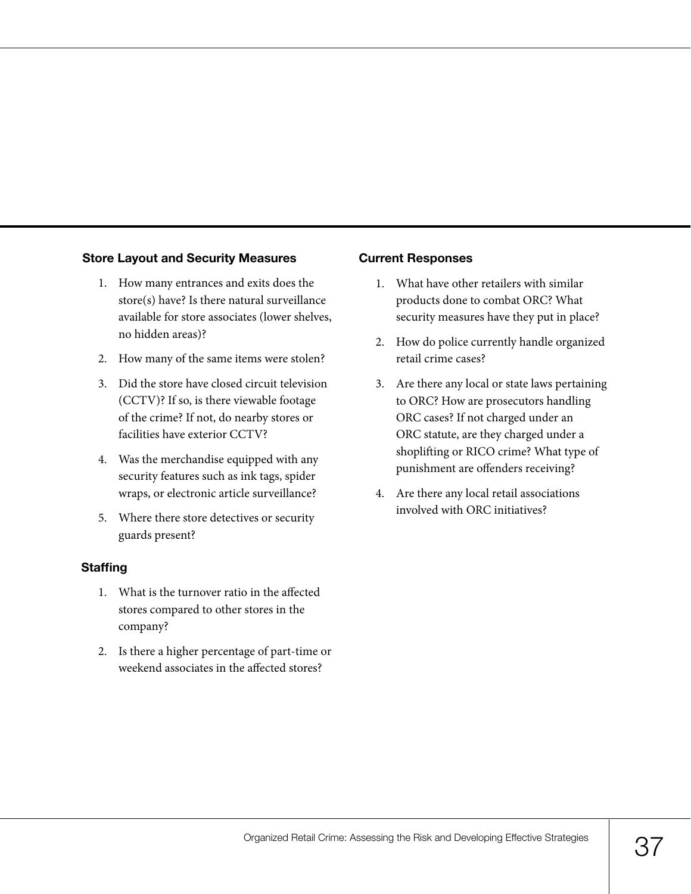### Store Layout and Security Measures

1. How many entrances and exits does the store(s) have? Is there natural surveillance available for store associates (lower shelves, no hidden areas)?
2. How many of the same items were stolen?
3. Did the store have closed circuit television (CCTV)? If so, is there viewable footage of the crime? If not, do nearby stores or facilities have exterior CCTV?
4. Was the merchandise equipped with any security features such as ink tags, spider wraps, or electronic article surveillance?
5. Where there store detectives or security guards present?

### Staffing

1. What is the turnover ratio in the affected stores compared to other stores in the company?
2. Is there a higher percentage of part-time or weekend associates in the affected stores?

### Current Responses

1. What have other retailers with similar products done to combat ORC? What security measures have they put in place?
2. How do police currently handle organized retail crime cases?
3. Are there any local or state laws pertaining to ORC? How are prosecutors handling ORC cases? If not charged under an ORC statute, are they charged under a shoplifting or RICO crime? What type of punishment are offenders receiving?
4. Are there any local retail associations involved with ORC initiatives?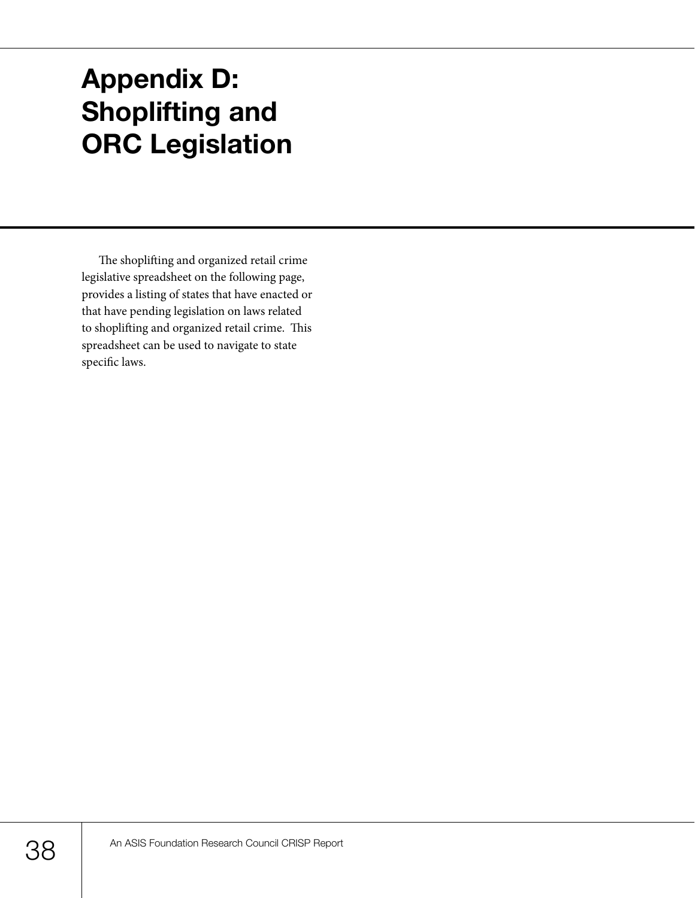# Appendix D: Shoplifting and ORC Legislation

The shoplifting and organized retail crime legislative spreadsheet on the following page, provides a listing of states that have enacted or that have pending legislation on laws related to shoplifting and organized retail crime. This spreadsheet can be used to navigate to state specific laws.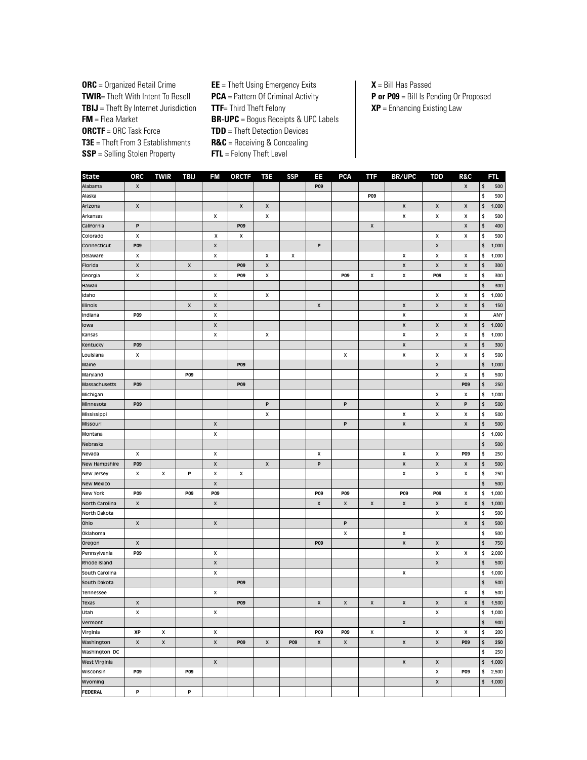**ORC** = Organized Retail Crime
**TWIR**= Theft With Intent To Resell
**TBIJ** = Theft By Internet Jurisdiction
**FM** = Flea Market
**ORCTF** = ORC Task Force
**T3E** = Theft From 3 Establishments
**SSP** = Selling Stolen Property

**EE** = Theft Using Emergency Exits
**PCA** = Pattern Of Criminal Activity
**TTF**= Third Theft Felony
**BR-UPC** = Bogus Receipts & UPC Labels
**TDD** = Theft Detection Devices
**R&C** = Receiving & Concealing
**FTL** = Felony Theft Level

**X** = Bill Has Passed
**P or P09** = Bill Is Pending Or Proposed
**XP** = Enhancing Existing Law

| State | ORC | TWIR | TBIJ | FM | ORCTF | T3E | SSP | EE | PCA | TTF | BR/UPC | TDD | R&C | FTL |
|---|---|---|---|---|---|---|---|---|---|---|---|---|---|---|
| Alabama | X | | | | | | | P09 | | | | | X | $ 500 |
| Alaska | | | | | | | | | | P09 | | | | $ 500 |
| Arizona | X | | | | X | X | | | | | X | X | X | $ 1,000 |
| Arkansas | | | | X | | X | | | | | X | X | X | $ 500 |
| California | P | | | | P09 | | | | | X | | | X | $ 400 |
| Colorado | X | | | X | X | | | | | | | X | X | $ 500 |
| Connecticut | P09 | | | X | | | | P | | | | X | | $ 1,000 |
| Delaware | X | | | X | | X | X | | | | X | X | X | $ 1,000 |
| Florida | X | | X | | P09 | X | | | | | X | X | X | $ 300 |
| Georgia | X | | | X | P09 | X | | | P09 | X | X | P09 | X | $ 300 |
| Hawaii | | | | | | | | | | | | | | $ 300 |
| Idaho | | | | X | | X | | | | | | X | X | $ 1,000 |
| Illinois | | | X | X | | | | X | | | X | X | X | $ 150 |
| Indiana | P09 | | | X | | | | | | | X | | X | ANY |
| Iowa | | | | X | | | | | | | X | X | X | $ 1,000 |
| Kansas | | | | X | | X | | | | | X | X | X | $ 1,000 |
| Kentucky | P09 | | | | | | | | | | X | | X | $ 300 |
| Louisiana | X | | | | | | | | X | | X | X | X | $ 500 |
| Maine | | | | | P09 | | | | | | | X | | $ 1,000 |
| Maryland | | | P09 | | | | | | | | | X | X | $ 500 |
| Massachusetts | P09 | | | | P09 | | | | | | | | P09 | $ 250 |
| Michigan | | | | | | | | | | | | X | X | $ 1,000 |
| Minnesota | P09 | | | | | P | | | P | | | X | P | $ 500 |
| Mississippi | | | | | | X | | | | | X | X | X | $ 500 |
| Missouri | | | | X | | | | | P | | X | | X | $ 500 |
| Montana | | | | X | | | | | | | | | | $ 1,000 |
| Nebraska | | | | | | | | | | | | | | $ 500 |
| Nevada | X | | | X | | | | X | | | X | X | P09 | $ 250 |
| New Hampshire | P09 | | | X | | X | | P | | | X | X | X | $ 500 |
| New Jersey | X | X | P | X | X | | | | | | X | X | X | $ 250 |
| New Mexico | | | | X | | | | | | | | | | $ 500 |
| New York | P09 | | P09 | P09 | | | | P09 | P09 | | P09 | P09 | X | $ 1,000 |
| North Carolina | X | | | X | | | | X | X | X | X | X | X | $ 1,000 |
| North Dakota | | | | | | | | | | | | X | | $ 500 |
| Ohio | X | | | X | | | | | P | | | | X | $ 500 |
| Oklahoma | | | | | | | | | X | | X | | | $ 500 |
| Oregon | X | | | | | | | P09 | | | X | X | | $ 750 |
| Pennsylvania | P09 | | | X | | | | | | | | X | X | $ 2,000 |
| Rhode Island | | | | X | | | | | | | | X | | $ 500 |
| South Carolina | | | | X | | | | | | | X | | | $ 1,000 |
| South Dakota | | | | | P09 | | | | | | | | | $ 500 |
| Tennessee | | | | X | | | | | | | | | X | $ 500 |
| Texas | X | | | | P09 | | | X | X | X | X | X | X | $ 1,500 |
| Utah | X | | | X | | | | | | | | X | | $ 1,000 |
| Vermont | | | | | | | | | | | X | | | $ 900 |
| Virginia | XP | X | | X | | | | P09 | P09 | X | | X | X | $ 200 |
| Washington | X | X | | X | P09 | X | P09 | X | X | | X | X | P09 | $ 250 |
| Washington DC | | | | | | | | | | | | | | $ 250 |
| West Virginia | | | | X | | | | | | | X | X | | $ 1,000 |
| Wisconsin | P09 | | P09 | | | | | | | | | X | P09 | $ 2,500 |
| Wyoming | | | | | | | | | | | | X | | $ 1,000 |
| FEDERAL | P | | P | | | | | | | | | | | |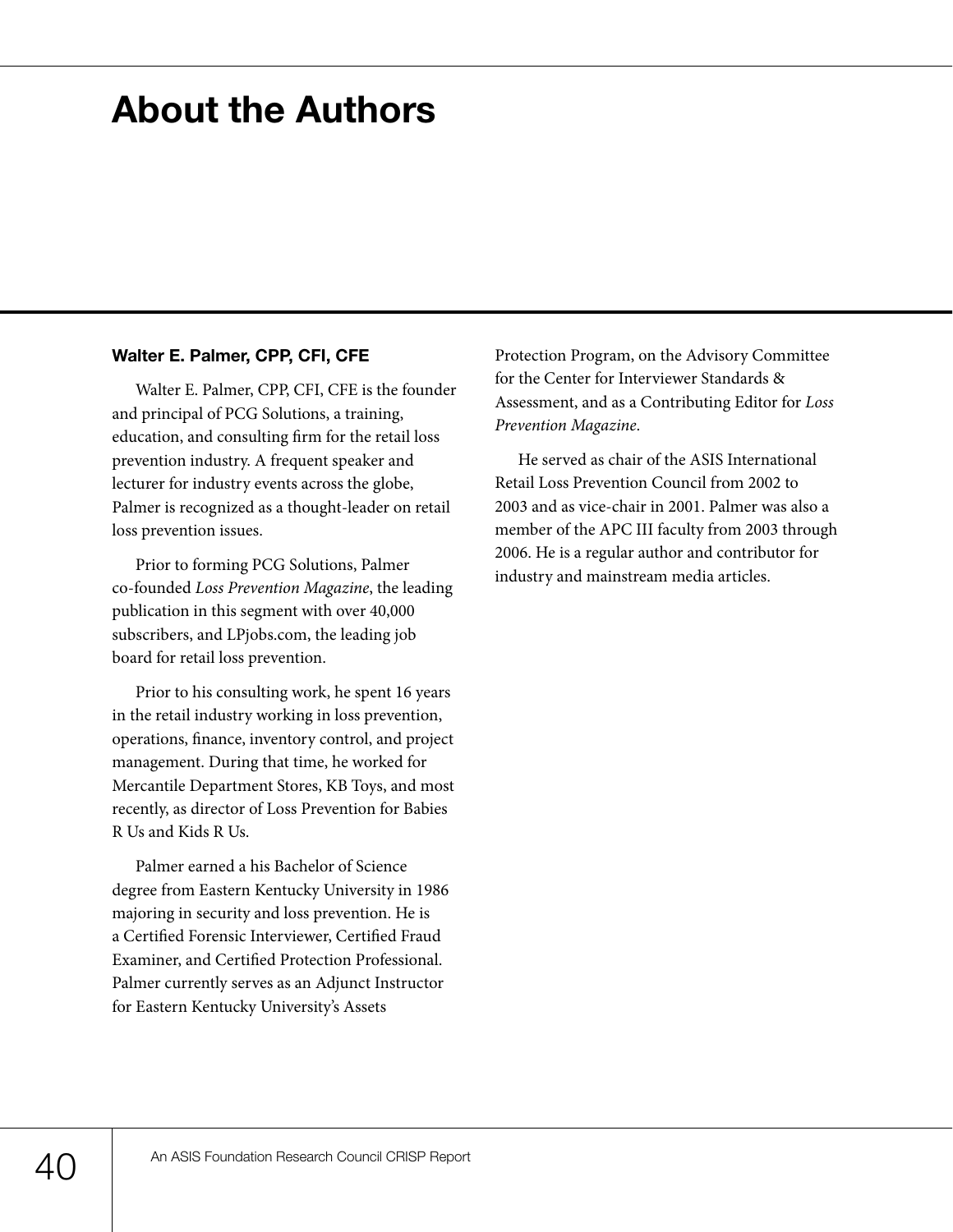# About the Authors

### Walter E. Palmer, CPP, CFI, CFE

Walter E. Palmer, CPP, CFI, CFE is the founder and principal of PCG Solutions, a training, education, and consulting firm for the retail loss prevention industry. A frequent speaker and lecturer for industry events across the globe, Palmer is recognized as a thought-leader on retail loss prevention issues.

Prior to forming PCG Solutions, Palmer co-founded *Loss Prevention Magazine*, the leading publication in this segment with over 40,000 subscribers, and LPjobs.com, the leading job board for retail loss prevention.

Prior to his consulting work, he spent 16 years in the retail industry working in loss prevention, operations, finance, inventory control, and project management. During that time, he worked for Mercantile Department Stores, KB Toys, and most recently, as director of Loss Prevention for Babies R Us and Kids R Us.

Palmer earned a his Bachelor of Science degree from Eastern Kentucky University in 1986 majoring in security and loss prevention. He is a Certified Forensic Interviewer, Certified Fraud Examiner, and Certified Protection Professional. Palmer currently serves as an Adjunct Instructor for Eastern Kentucky University's Assets Protection Program, on the Advisory Committee for the Center for Interviewer Standards & Assessment, and as a Contributing Editor for *Loss Prevention Magazine*.

He served as chair of the ASIS International Retail Loss Prevention Council from 2002 to 2003 and as vice-chair in 2001. Palmer was also a member of the APC III faculty from 2003 through 2006. He is a regular author and contributor for industry and mainstream media articles.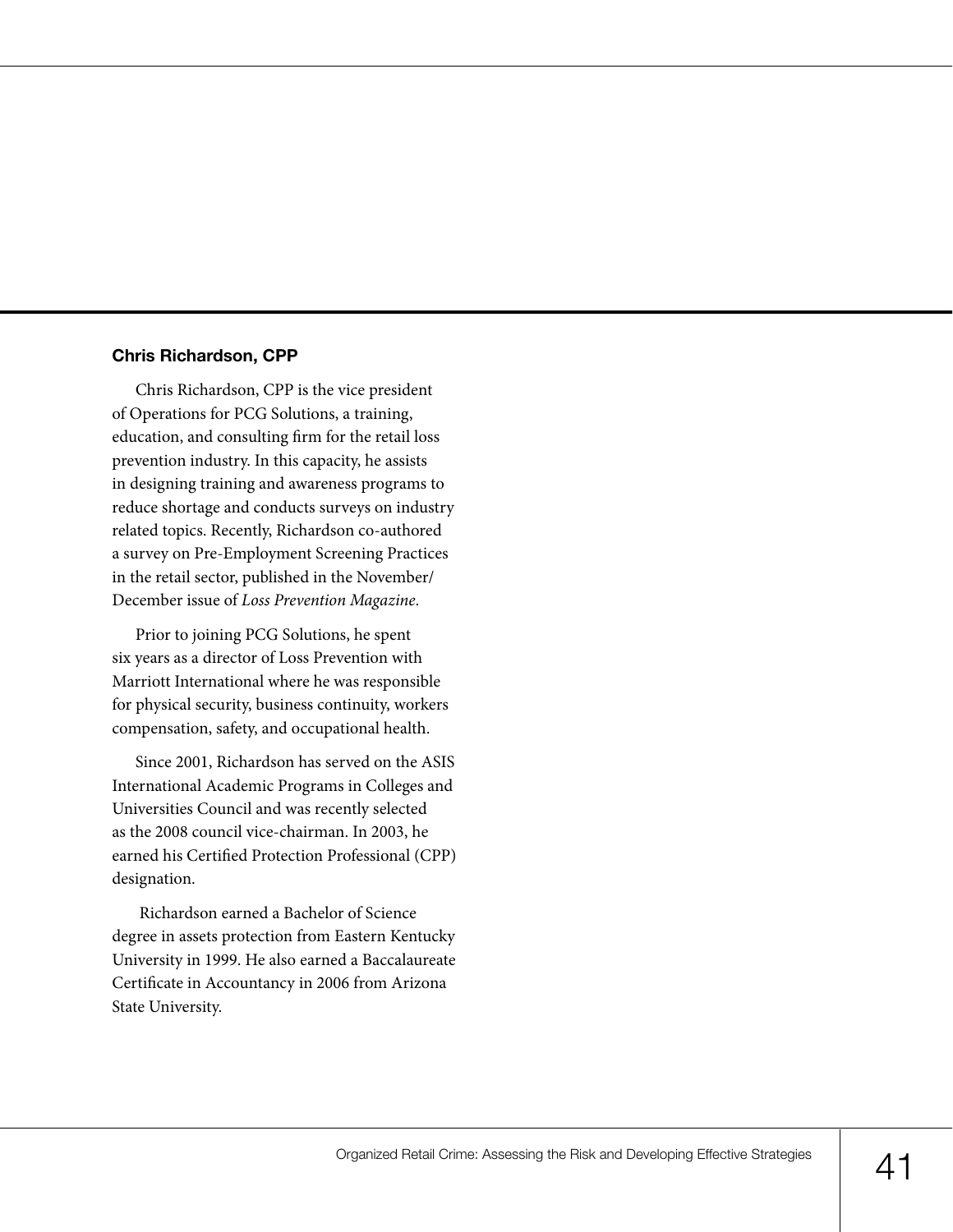### Chris Richardson, CPP

Chris Richardson, CPP is the vice president of Operations for PCG Solutions, a training, education, and consulting firm for the retail loss prevention industry. In this capacity, he assists in designing training and awareness programs to reduce shortage and conducts surveys on industry related topics. Recently, Richardson co-authored a survey on Pre-Employment Screening Practices in the retail sector, published in the November/December issue of *Loss Prevention Magazine*.

Prior to joining PCG Solutions, he spent six years as a director of Loss Prevention with Marriott International where he was responsible for physical security, business continuity, workers compensation, safety, and occupational health.

Since 2001, Richardson has served on the ASIS International Academic Programs in Colleges and Universities Council and was recently selected as the 2008 council vice-chairman. In 2003, he earned his Certified Protection Professional (CPP) designation.

Richardson earned a Bachelor of Science degree in assets protection from Eastern Kentucky University in 1999. He also earned a Baccalaureate Certificate in Accountancy in 2006 from Arizona State University.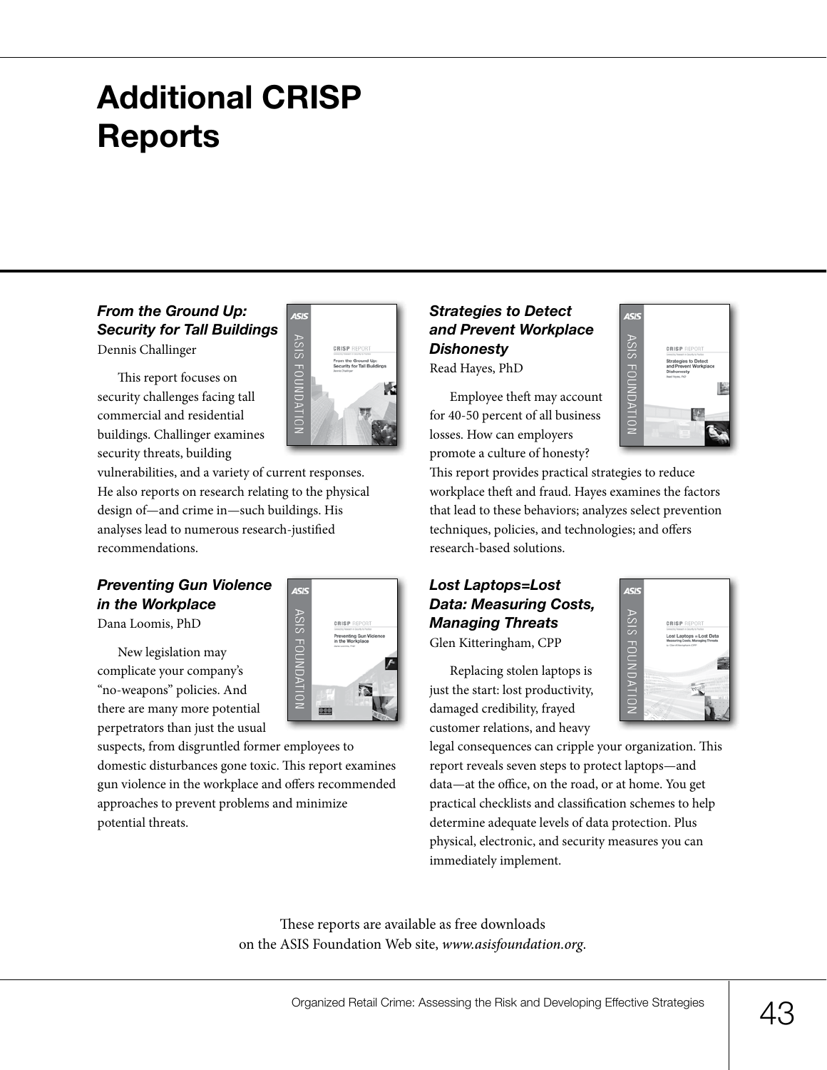# Additional CRISP Reports

### *From the Ground Up: Security for Tall Buildings*

Dennis Challinger

This report focuses on security challenges facing tall commercial and residential buildings. Challinger examines security threats, building vulnerabilities, and a variety of current responses. He also reports on research relating to the physical design of—and crime in—such buildings. His analyses lead to numerous research-justified recommendations.

### *Preventing Gun Violence in the Workplace*

Dana Loomis, PhD

New legislation may complicate your company's "no-weapons" policies. And there are many more potential perpetrators than just the usual suspects, from disgruntled former employees to domestic disturbances gone toxic. This report examines gun violence in the workplace and offers recommended approaches to prevent problems and minimize potential threats.

### *Strategies to Detect and Prevent Workplace Dishonesty*

Read Hayes, PhD

Employee theft may account for 40-50 percent of all business losses. How can employers promote a culture of honesty? This report provides practical strategies to reduce workplace theft and fraud. Hayes examines the factors that lead to these behaviors; analyzes select prevention techniques, policies, and technologies; and offers research-based solutions.

### *Lost Laptops=Lost Data: Measuring Costs, Managing Threats*

Glen Kitteringham, CPP

Replacing stolen laptops is just the start: lost productivity, damaged credibility, frayed customer relations, and heavy legal consequences can cripple your organization. This report reveals seven steps to protect laptops—and data—at the office, on the road, or at home. You get practical checklists and classification schemes to help determine adequate levels of data protection. Plus physical, electronic, and security measures you can immediately implement.

These reports are available as free downloads on the ASIS Foundation Web site, *www.asisfoundation.org*.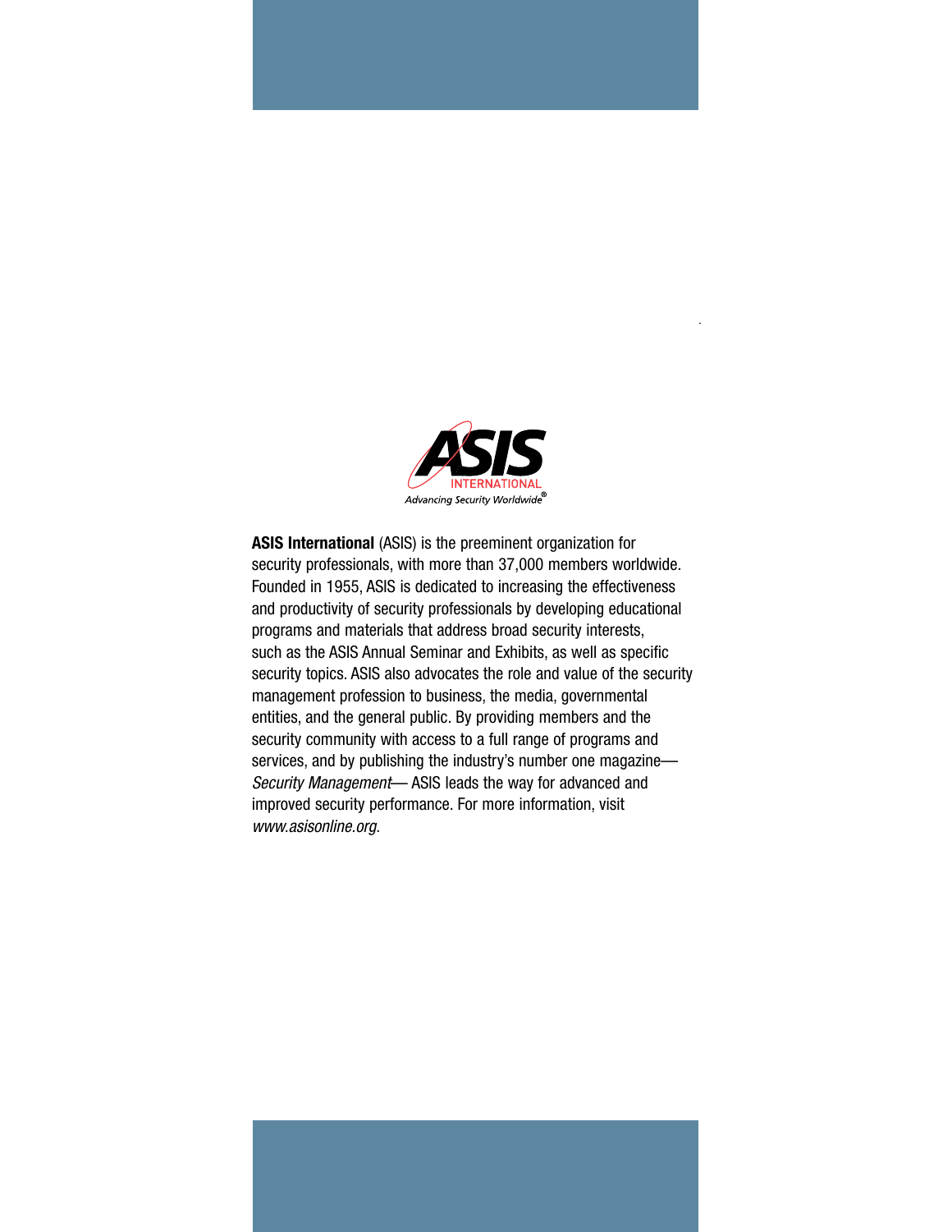ASIS INTERNATIONAL
Advancing Security Worldwide®

**ASIS International** (ASIS) is the preeminent organization for security professionals, with more than 37,000 members worldwide. Founded in 1955, ASIS is dedicated to increasing the effectiveness and productivity of security professionals by developing educational programs and materials that address broad security interests, such as the ASIS Annual Seminar and Exhibits, as well as specific security topics. ASIS also advocates the role and value of the security management profession to business, the media, governmental entities, and the general public. By providing members and the security community with access to a full range of programs and services, and by publishing the industry's number one magazine—*Security Management*— ASIS leads the way for advanced and improved security performance. For more information, visit *www.asisonline.org*.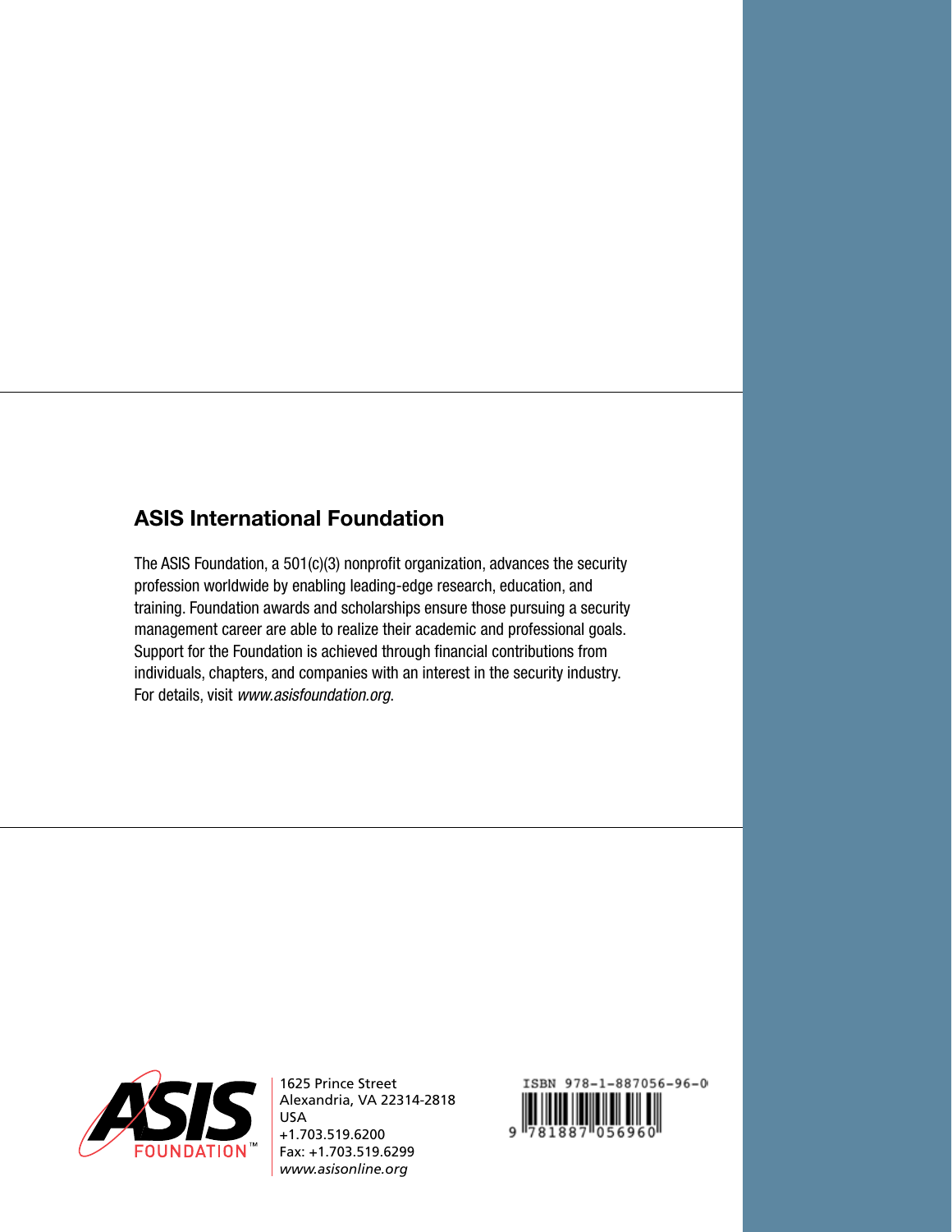## ASIS International Foundation

The ASIS Foundation, a 501(c)(3) nonprofit organization, advances the security profession worldwide by enabling leading-edge research, education, and training. Foundation awards and scholarships ensure those pursuing a security management career are able to realize their academic and professional goals. Support for the Foundation is achieved through financial contributions from individuals, chapters, and companies with an interest in the security industry. For details, visit *www.asisfoundation.org*.

ASIS FOUNDATION™

1625 Prince Street
Alexandria, VA 22314-2818
USA
+1.703.519.6200
Fax: +1.703.519.6299
*www.asisonline.org*

ISBN 978-1-887056-96-0

9 781887 056960